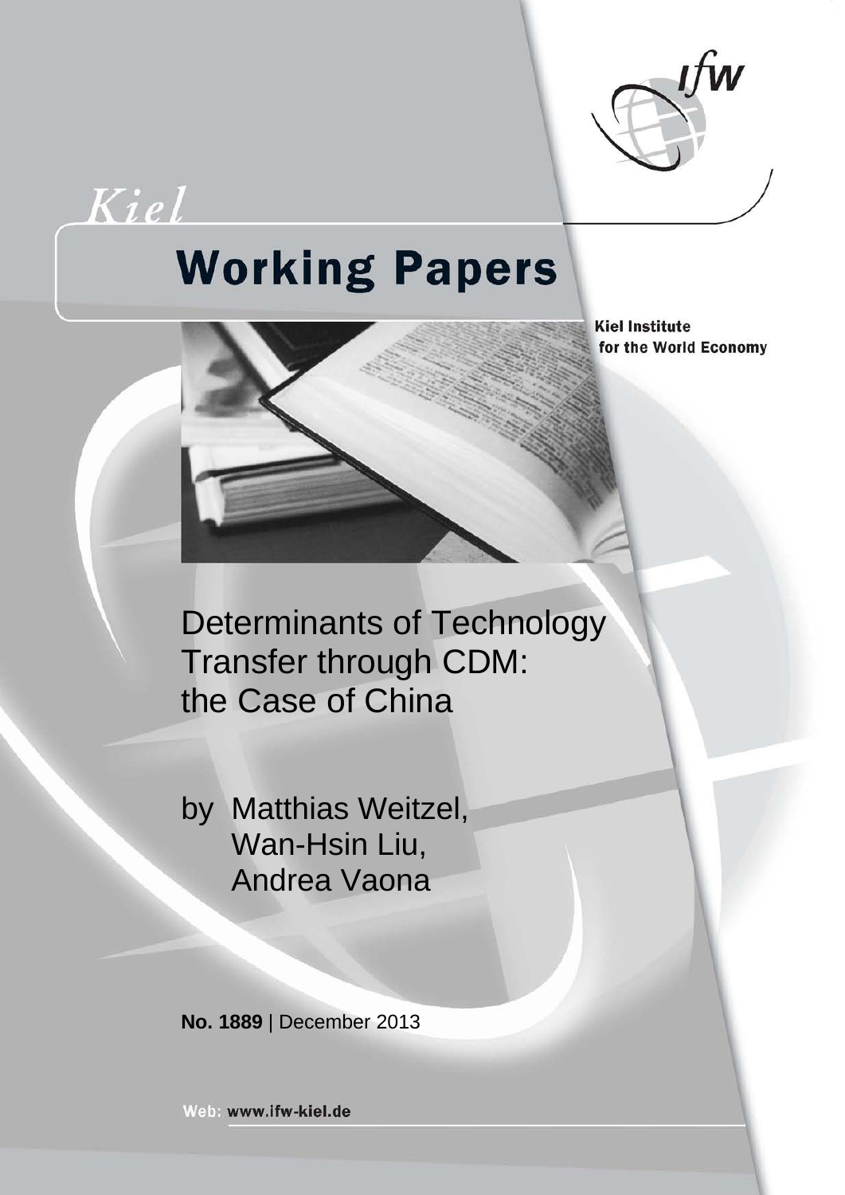Kiel

# Working Papers

Kiel Institute for the World Economy

# Determinants of Technology Transfer through CDM: the Case of China

by Matthias Weitzel, Wan-Hsin Liu, Andrea Vaona

**No. 1889** | December 2013

Web: www.ifw-kiel.de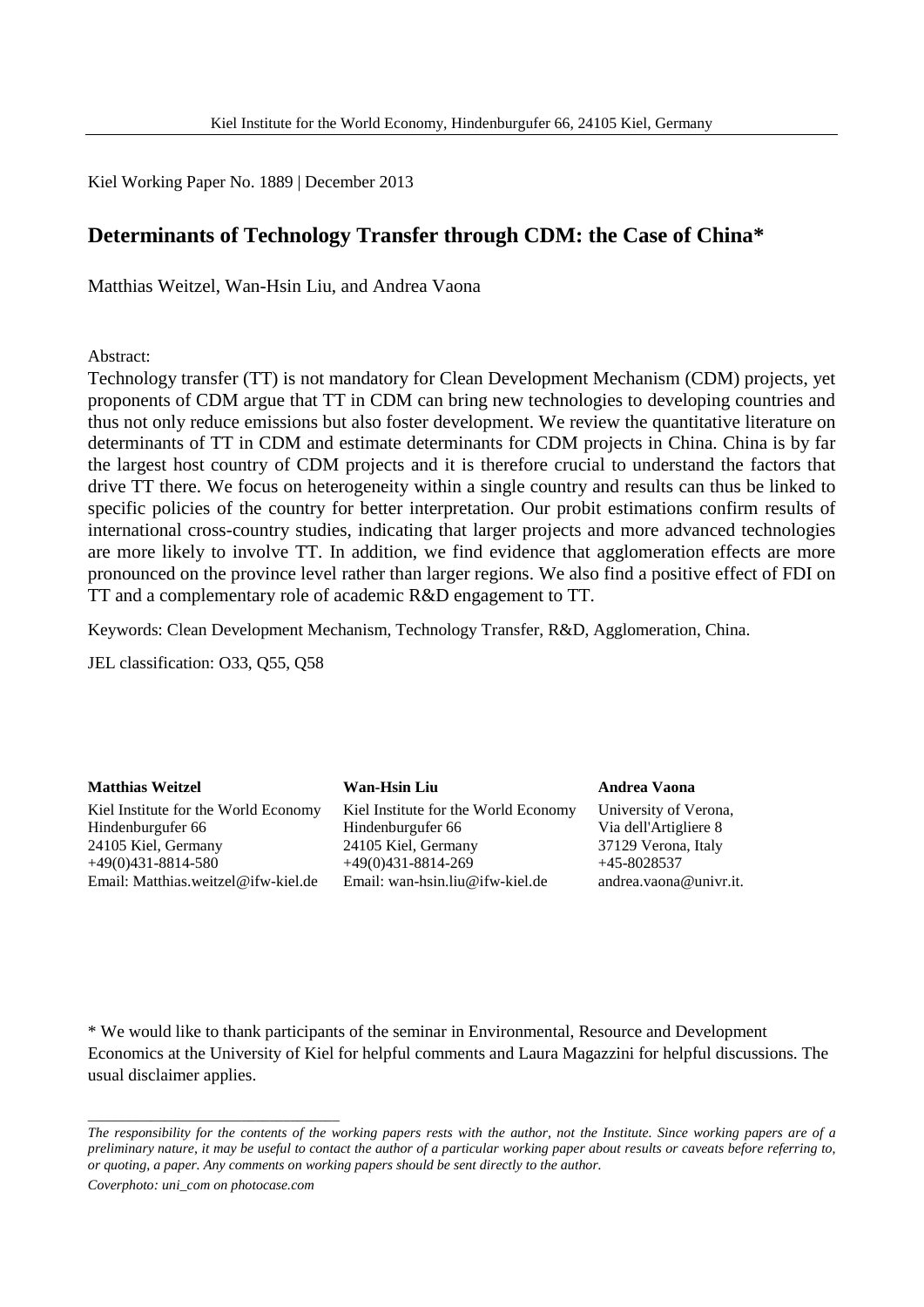Kiel Working Paper No. 1889 | December 2013

# Determinants of Technology Transfer through CDM: the Case of China*

Matthias Weitzel, Wan-Hsin Liu, and Andrea Vaona

Abstract:

Technology transfer (TT) is not mandatory for Clean Development Mechanism (CDM) projects, yet proponents of CDM argue that TT in CDM can bring new technologies to developing countries and thus not only reduce emissions but also foster development. We review the quantitative literature on determinants of TT in CDM and estimate determinants for CDM projects in China. China is by far the largest host country of CDM projects and it is therefore crucial to understand the factors that drive TT there. We focus on heterogeneity within a single country and results can thus be linked to specific policies of the country for better interpretation. Our probit estimations confirm results of international cross-country studies, indicating that larger projects and more advanced technologies are more likely to involve TT. In addition, we find evidence that agglomeration effects are more pronounced on the province level rather than larger regions. We also find a positive effect of FDI on TT and a complementary role of academic R&D engagement to TT.

Keywords: Clean Development Mechanism, Technology Transfer, R&D, Agglomeration, China.

JEL classification: O33, Q55, Q58

**Matthias Weitzel**
Kiel Institute for the World Economy
Hindenburgufer 66
24105 Kiel, Germany
+49(0)431-8814-580
Email: Matthias.weitzel@ifw-kiel.de

**Wan-Hsin Liu**
Kiel Institute for the World Economy
Hindenburgufer 66
24105 Kiel, Germany
+49(0)431-8814-269
Email: wan-hsin.liu@ifw-kiel.de

**Andrea Vaona**
University of Verona,
Via dell'Artigliere 8
37129 Verona, Italy
+45-8028537
andrea.vaona@univr.it.

\* We would like to thank participants of the seminar in Environmental, Resource and Development Economics at the University of Kiel for helpful comments and Laura Magazzini for helpful discussions. The usual disclaimer applies.

*The responsibility for the contents of the working papers rests with the author, not the Institute. Since working papers are of a preliminary nature, it may be useful to contact the author of a particular working paper about results or caveats before referring to, or quoting, a paper. Any comments on working papers should be sent directly to the author.*

*Coverphoto: uni_com on photocase.com*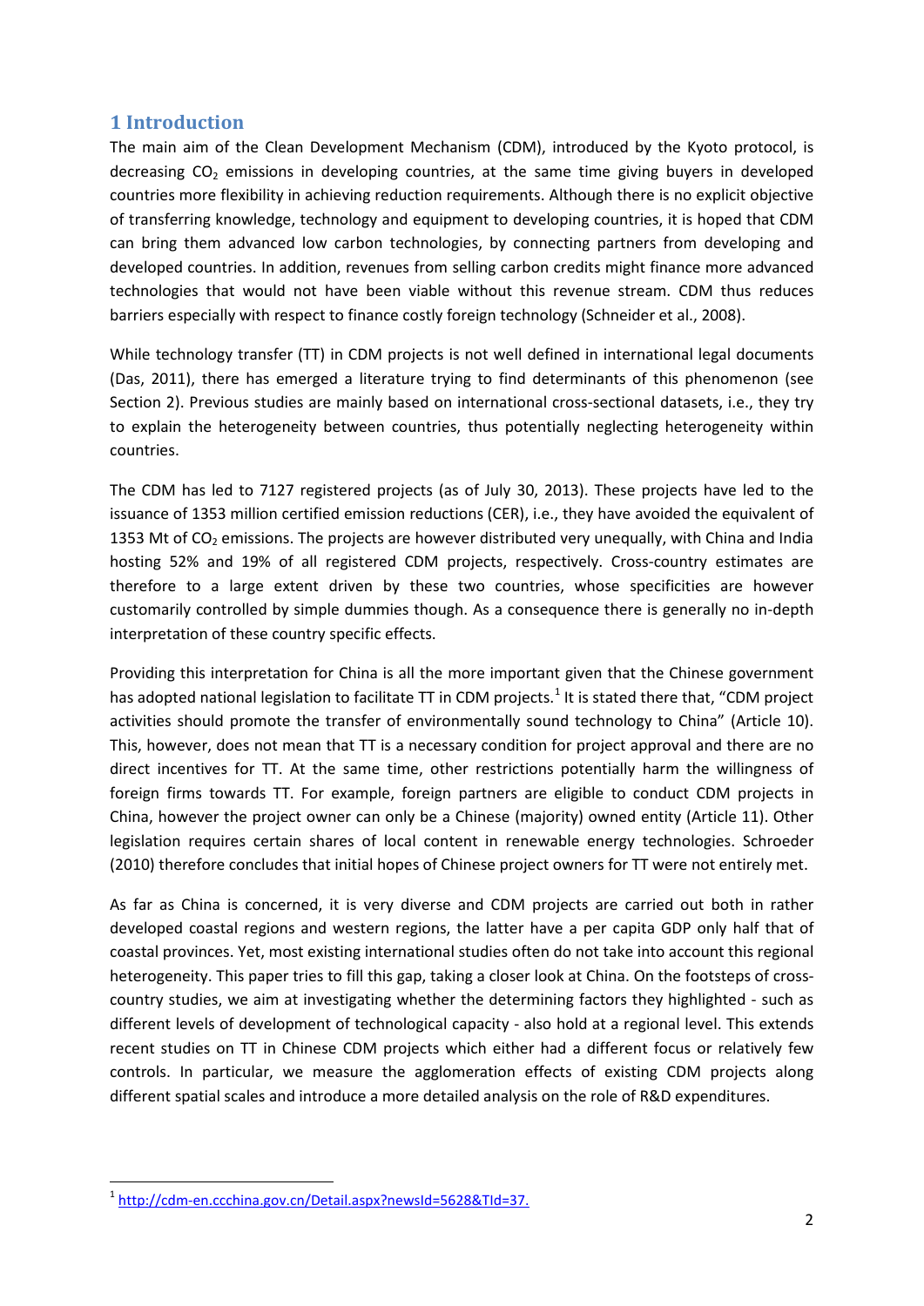## 1 Introduction

The main aim of the Clean Development Mechanism (CDM), introduced by the Kyoto protocol, is decreasing $CO_2$ emissions in developing countries, at the same time giving buyers in developed countries more flexibility in achieving reduction requirements. Although there is no explicit objective of transferring knowledge, technology and equipment to developing countries, it is hoped that CDM can bring them advanced low carbon technologies, by connecting partners from developing and developed countries. In addition, revenues from selling carbon credits might finance more advanced technologies that would not have been viable without this revenue stream. CDM thus reduces barriers especially with respect to finance costly foreign technology (Schneider et al., 2008).

While technology transfer (TT) in CDM projects is not well defined in international legal documents (Das, 2011), there has emerged a literature trying to find determinants of this phenomenon (see Section 2). Previous studies are mainly based on international cross-sectional datasets, i.e., they try to explain the heterogeneity between countries, thus potentially neglecting heterogeneity within countries.

The CDM has led to 7127 registered projects (as of July 30, 2013). These projects have led to the issuance of 1353 million certified emission reductions (CER), i.e., they have avoided the equivalent of 1353 Mt of $CO_2$ emissions. The projects are however distributed very unequally, with China and India hosting 52% and 19% of all registered CDM projects, respectively. Cross-country estimates are therefore to a large extent driven by these two countries, whose specificities are however customarily controlled by simple dummies though. As a consequence there is generally no in-depth interpretation of these country specific effects.

Providing this interpretation for China is all the more important given that the Chinese government has adopted national legislation to facilitate TT in CDM projects.[1] It is stated there that, "CDM project activities should promote the transfer of environmentally sound technology to China" (Article 10). This, however, does not mean that TT is a necessary condition for project approval and there are no direct incentives for TT. At the same time, other restrictions potentially harm the willingness of foreign firms towards TT. For example, foreign partners are eligible to conduct CDM projects in China, however the project owner can only be a Chinese (majority) owned entity (Article 11). Other legislation requires certain shares of local content in renewable energy technologies. Schroeder (2010) therefore concludes that initial hopes of Chinese project owners for TT were not entirely met.

As far as China is concerned, it is very diverse and CDM projects are carried out both in rather developed coastal regions and western regions, the latter have a per capita GDP only half that of coastal provinces. Yet, most existing international studies often do not take into account this regional heterogeneity. This paper tries to fill this gap, taking a closer look at China. On the footsteps of cross-country studies, we aim at investigating whether the determining factors they highlighted - such as different levels of development of technological capacity - also hold at a regional level. This extends recent studies on TT in Chinese CDM projects which either had a different focus or relatively few controls. In particular, we measure the agglomeration effects of existing CDM projects along different spatial scales and introduce a more detailed analysis on the role of R&D expenditures.

[1] http://cdm-en.ccchina.gov.cn/Detail.aspx?newsId=5628&TId=37.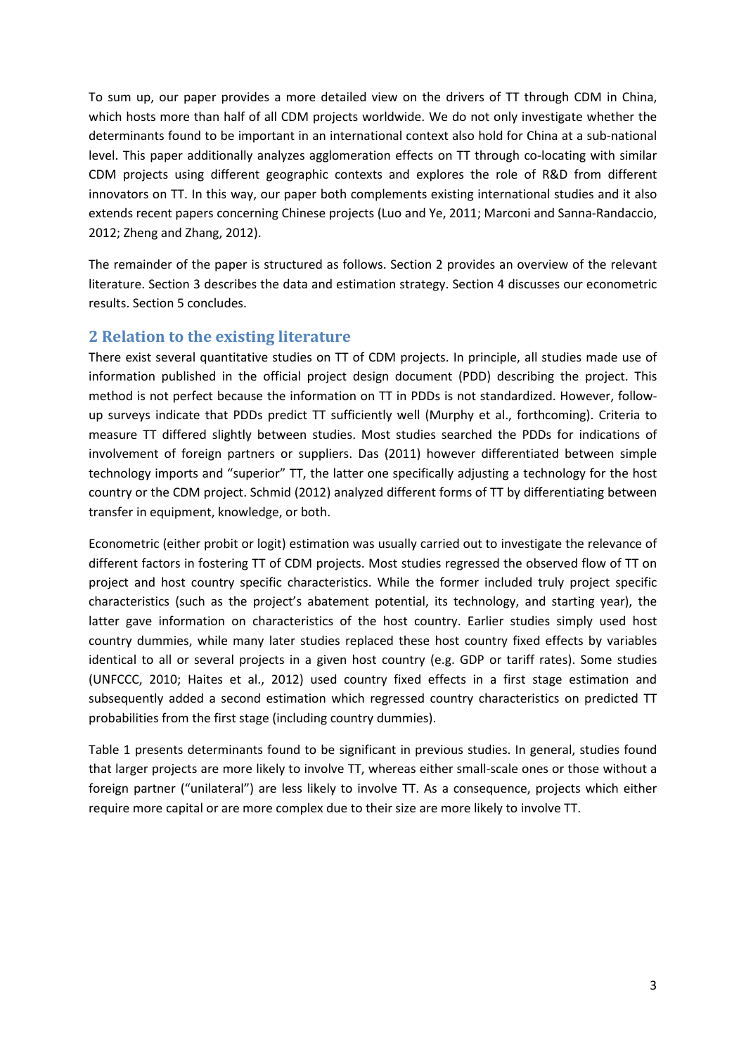To sum up, our paper provides a more detailed view on the drivers of TT through CDM in China, which hosts more than half of all CDM projects worldwide. We do not only investigate whether the determinants found to be important in an international context also hold for China at a sub-national level. This paper additionally analyzes agglomeration effects on TT through co-locating with similar CDM projects using different geographic contexts and explores the role of R&D from different innovators on TT. In this way, our paper both complements existing international studies and it also extends recent papers concerning Chinese projects (Luo and Ye, 2011; Marconi and Sanna-Randaccio, 2012; Zheng and Zhang, 2012).

The remainder of the paper is structured as follows. Section 2 provides an overview of the relevant literature. Section 3 describes the data and estimation strategy. Section 4 discusses our econometric results. Section 5 concludes.

## 2 Relation to the existing literature

There exist several quantitative studies on TT of CDM projects. In principle, all studies made use of information published in the official project design document (PDD) describing the project. This method is not perfect because the information on TT in PDDs is not standardized. However, follow-up surveys indicate that PDDs predict TT sufficiently well (Murphy et al., forthcoming). Criteria to measure TT differed slightly between studies. Most studies searched the PDDs for indications of involvement of foreign partners or suppliers. Das (2011) however differentiated between simple technology imports and "superior" TT, the latter one specifically adjusting a technology for the host country or the CDM project. Schmid (2012) analyzed different forms of TT by differentiating between transfer in equipment, knowledge, or both.

Econometric (either probit or logit) estimation was usually carried out to investigate the relevance of different factors in fostering TT of CDM projects. Most studies regressed the observed flow of TT on project and host country specific characteristics. While the former included truly project specific characteristics (such as the project's abatement potential, its technology, and starting year), the latter gave information on characteristics of the host country. Earlier studies simply used host country dummies, while many later studies replaced these host country fixed effects by variables identical to all or several projects in a given host country (e.g. GDP or tariff rates). Some studies (UNFCCC, 2010; Haites et al., 2012) used country fixed effects in a first stage estimation and subsequently added a second estimation which regressed country characteristics on predicted TT probabilities from the first stage (including country dummies).

Table 1 presents determinants found to be significant in previous studies. In general, studies found that larger projects are more likely to involve TT, whereas either small-scale ones or those without a foreign partner ("unilateral") are less likely to involve TT. As a consequence, projects which either require more capital or are more complex due to their size are more likely to involve TT.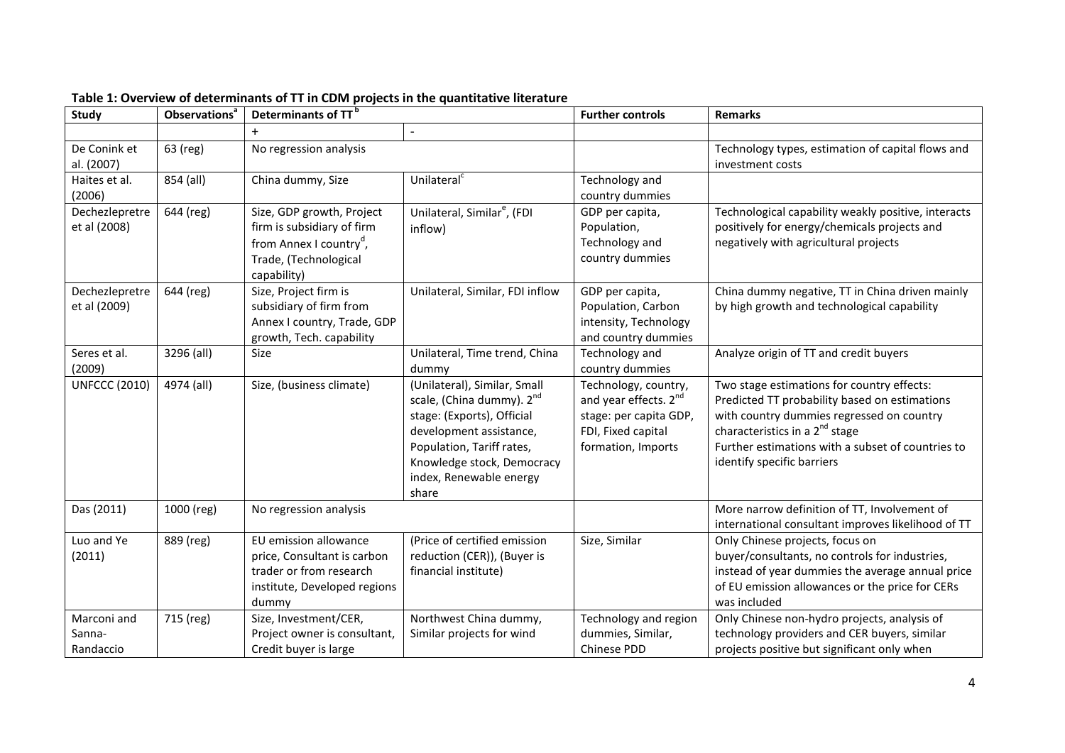**Table 1: Overview of determinants of TT in CDM projects in the quantitative literature**

| Study | Observations[a] | Determinants of TT[b] | | Further controls | Remarks |
|---|---|---|---|---|---|
| | | + | - | | |
| De Conink et al. (2007) | 63 (reg) | No regression analysis | | | Technology types, estimation of capital flows and investment costs |
| Haites et al. (2006) | 854 (all) | China dummy, Size | Unilateral[c] | Technology and country dummies | |
| Dechezlepretre et al (2008) | 644 (reg) | Size, GDP growth, Project firm is subsidiary of firm from Annex I country[d], Trade, (Technological capability) | Unilateral, Similar[e], (FDI inflow) | GDP per capita, Population, Technology and country dummies | Technological capability weakly positive, interacts positively for energy/chemicals projects and negatively with agricultural projects |
| Dechezlepretre et al (2009) | 644 (reg) | Size, Project firm is subsidiary of firm from Annex I country, Trade, GDP growth, Tech. capability | Unilateral, Similar, FDI inflow | GDP per capita, Population, Carbon intensity, Technology and country dummies | China dummy negative, TT in China driven mainly by high growth and technological capability |
| Seres et al. (2009) | 3296 (all) | Size | Unilateral, Time trend, China dummy | Technology and country dummies | Analyze origin of TT and credit buyers |
| UNFCCC (2010) | 4974 (all) | Size, (business climate) | (Unilateral), Similar, Small scale, (China dummy). 2[nd] stage: (Exports), Official development assistance, Population, Tariff rates, Knowledge stock, Democracy index, Renewable energy share | Technology, country, and year effects. 2[nd] stage: per capita GDP, FDI, Fixed capital formation, Imports | Two stage estimations for country effects: Predicted TT probability based on estimations with country dummies regressed on country characteristics in a 2[nd] stage. Further estimations with a subset of countries to identify specific barriers |
| Das (2011) | 1000 (reg) | No regression analysis | | | More narrow definition of TT, Involvement of international consultant improves likelihood of TT |
| Luo and Ye (2011) | 889 (reg) | EU emission allowance price, Consultant is carbon trader or from research institute, Developed regions dummy | (Price of certified emission reduction (CER)), (Buyer is financial institute) | Size, Similar | Only Chinese projects, focus on buyer/consultants, no controls for industries, instead of year dummies the average annual price of EU emission allowances or the price for CERs was included |
| Marconi and Sanna-Randaccio | 715 (reg) | Size, Investment/CER, Project owner is consultant, Credit buyer is large | Northwest China dummy, Similar projects for wind | Technology and region dummies, Similar, Chinese PDD | Only Chinese non-hydro projects, analysis of technology providers and CER buyers, similar projects positive but significant only when |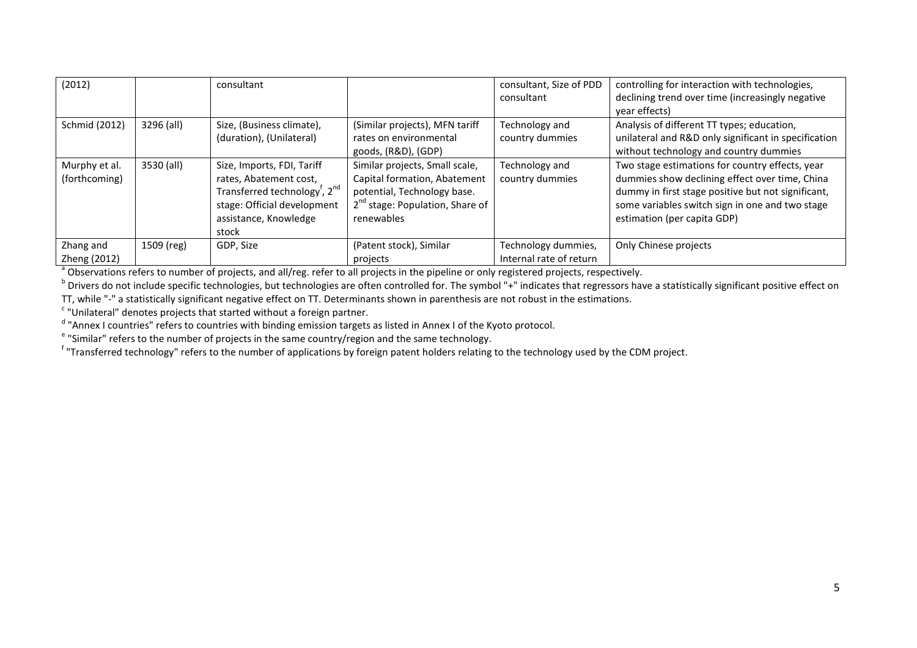| (2012) | | consultant | | consultant, Size of PDD consultant | controlling for interaction with technologies, declining trend over time (increasingly negative year effects) |
|---|---|---|---|---|---|
| Schmid (2012) | 3296 (all) | Size, (Business climate), (duration), (Unilateral) | (Similar projects), MFN tariff rates on environmental goods, (R&D), (GDP) | Technology and country dummies | Analysis of different TT types; education, unilateral and R&D only significant in specification without technology and country dummies |
| Murphy et al. (forthcoming) | 3530 (all) | Size, Imports, FDI, Tariff rates, Abatement cost, Transferred technology[f], 2[nd] stage: Official development assistance, Knowledge stock | Similar projects, Small scale, Capital formation, Abatement potential, Technology base. 2[nd] stage: Population, Share of renewables | Technology and country dummies | Two stage estimations for country effects, year dummies show declining effect over time, China dummy in first stage positive but not significant, some variables switch sign in one and two stage estimation (per capita GDP) |
| Zhang and Zheng (2012) | 1509 (reg) | GDP, Size | (Patent stock), Similar projects | Technology dummies, Internal rate of return | Only Chinese projects |

[a] Observations refers to number of projects, and all/reg. refer to all projects in the pipeline or only registered projects, respectively.

[b] Drivers do not include specific technologies, but technologies are often controlled for. The symbol "+" indicates that regressors have a statistically significant positive effect on TT, while "-" a statistically significant negative effect on TT. Determinants shown in parenthesis are not robust in the estimations.

[c] "Unilateral" denotes projects that started without a foreign partner.

[d] "Annex I countries" refers to countries with binding emission targets as listed in Annex I of the Kyoto protocol.

[e] "Similar" refers to the number of projects in the same country/region and the same technology.

[f] "Transferred technology" refers to the number of applications by foreign patent holders relating to the technology used by the CDM project.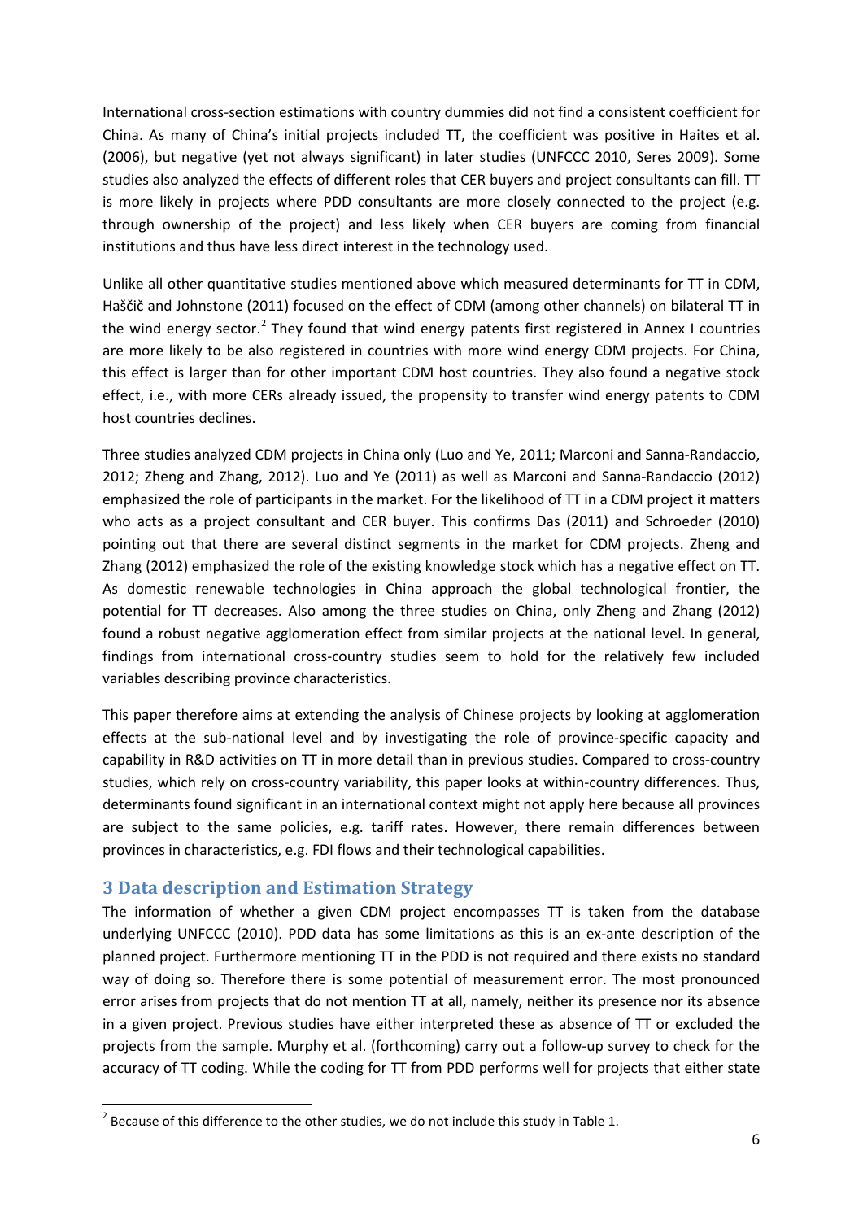International cross-section estimations with country dummies did not find a consistent coefficient for China. As many of China's initial projects included TT, the coefficient was positive in Haites et al. (2006), but negative (yet not always significant) in later studies (UNFCCC 2010, Seres 2009). Some studies also analyzed the effects of different roles that CER buyers and project consultants can fill. TT is more likely in projects where PDD consultants are more closely connected to the project (e.g. through ownership of the project) and less likely when CER buyers are coming from financial institutions and thus have less direct interest in the technology used.

Unlike all other quantitative studies mentioned above which measured determinants for TT in CDM, Haščič and Johnstone (2011) focused on the effect of CDM (among other channels) on bilateral TT in the wind energy sector.[2] They found that wind energy patents first registered in Annex I countries are more likely to be also registered in countries with more wind energy CDM projects. For China, this effect is larger than for other important CDM host countries. They also found a negative stock effect, i.e., with more CERs already issued, the propensity to transfer wind energy patents to CDM host countries declines.

Three studies analyzed CDM projects in China only (Luo and Ye, 2011; Marconi and Sanna-Randaccio, 2012; Zheng and Zhang, 2012). Luo and Ye (2011) as well as Marconi and Sanna-Randaccio (2012) emphasized the role of participants in the market. For the likelihood of TT in a CDM project it matters who acts as a project consultant and CER buyer. This confirms Das (2011) and Schroeder (2010) pointing out that there are several distinct segments in the market for CDM projects. Zheng and Zhang (2012) emphasized the role of the existing knowledge stock which has a negative effect on TT. As domestic renewable technologies in China approach the global technological frontier, the potential for TT decreases. Also among the three studies on China, only Zheng and Zhang (2012) found a robust negative agglomeration effect from similar projects at the national level. In general, findings from international cross-country studies seem to hold for the relatively few included variables describing province characteristics.

This paper therefore aims at extending the analysis of Chinese projects by looking at agglomeration effects at the sub-national level and by investigating the role of province-specific capacity and capability in R&D activities on TT in more detail than in previous studies. Compared to cross-country studies, which rely on cross-country variability, this paper looks at within-country differences. Thus, determinants found significant in an international context might not apply here because all provinces are subject to the same policies, e.g. tariff rates. However, there remain differences between provinces in characteristics, e.g. FDI flows and their technological capabilities.

## 3 Data description and Estimation Strategy

The information of whether a given CDM project encompasses TT is taken from the database underlying UNFCCC (2010). PDD data has some limitations as this is an ex-ante description of the planned project. Furthermore mentioning TT in the PDD is not required and there exists no standard way of doing so. Therefore there is some potential of measurement error. The most pronounced error arises from projects that do not mention TT at all, namely, neither its presence nor its absence in a given project. Previous studies have either interpreted these as absence of TT or excluded the projects from the sample. Murphy et al. (forthcoming) carry out a follow-up survey to check for the accuracy of TT coding. While the coding for TT from PDD performs well for projects that either state

---

[2] Because of this difference to the other studies, we do not include this study in Table 1.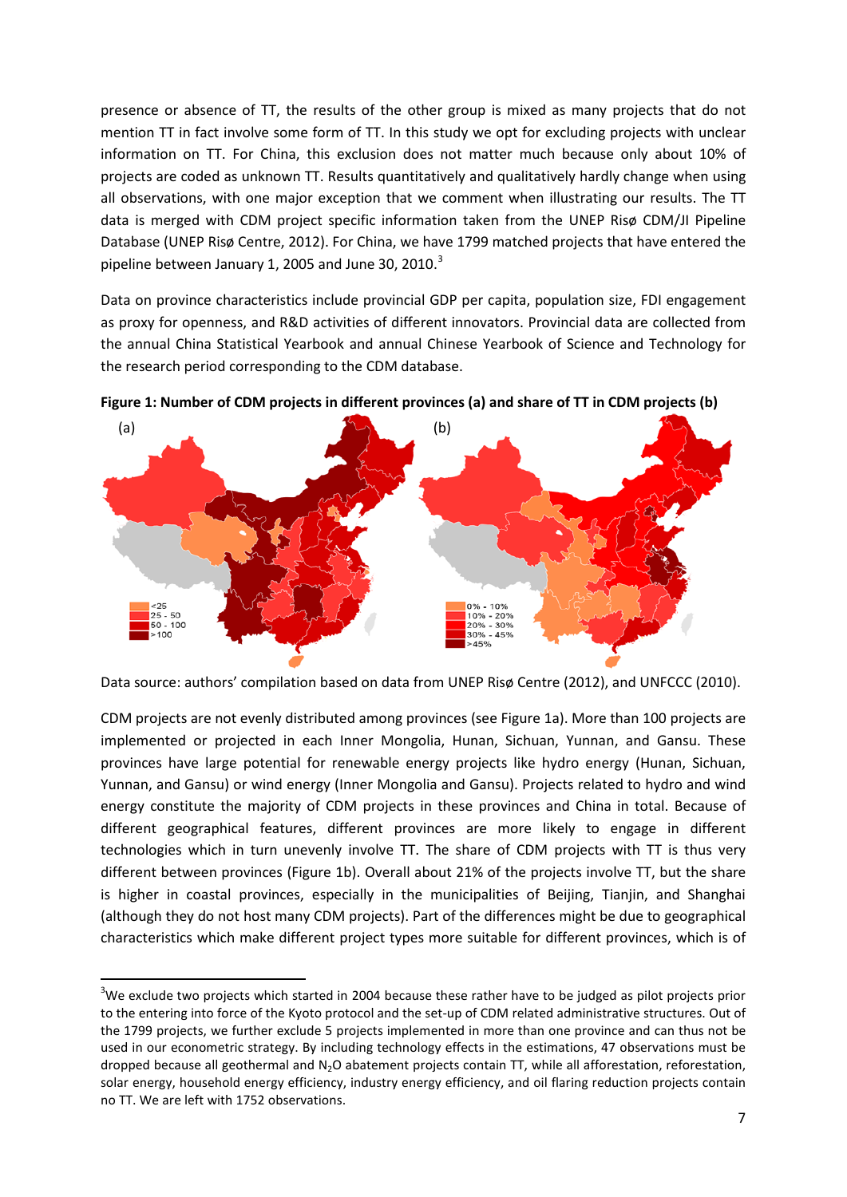presence or absence of TT, the results of the other group is mixed as many projects that do not mention TT in fact involve some form of TT. In this study we opt for excluding projects with unclear information on TT. For China, this exclusion does not matter much because only about 10% of projects are coded as unknown TT. Results quantitatively and qualitatively hardly change when using all observations, with one major exception that we comment when illustrating our results. The TT data is merged with CDM project specific information taken from the UNEP Risø CDM/JI Pipeline Database (UNEP Risø Centre, 2012). For China, we have 1799 matched projects that have entered the pipeline between January 1, 2005 and June 30, 2010.[3]

Data on province characteristics include provincial GDP per capita, population size, FDI engagement as proxy for openness, and R&D activities of different innovators. Provincial data are collected from the annual China Statistical Yearbook and annual Chinese Yearbook of Science and Technology for the research period corresponding to the CDM database.

**Figure 1: Number of CDM projects in different provinces (a) and share of TT in CDM projects (b)**

(a) <25; 25 - 50; 50 - 100; >100

(b) 0% - 10%; 10% - 20%; 20% - 30%; 30% - 45%; >45%

Data source: authors' compilation based on data from UNEP Risø Centre (2012), and UNFCCC (2010).

CDM projects are not evenly distributed among provinces (see Figure 1a). More than 100 projects are implemented or projected in each Inner Mongolia, Hunan, Sichuan, Yunnan, and Gansu. These provinces have large potential for renewable energy projects like hydro energy (Hunan, Sichuan, Yunnan, and Gansu) or wind energy (Inner Mongolia and Gansu). Projects related to hydro and wind energy constitute the majority of CDM projects in these provinces and China in total. Because of different geographical features, different provinces are more likely to engage in different technologies which in turn unevenly involve TT. The share of CDM projects with TT is thus very different between provinces (Figure 1b). Overall about 21% of the projects involve TT, but the share is higher in coastal provinces, especially in the municipalities of Beijing, Tianjin, and Shanghai (although they do not host many CDM projects). Part of the differences might be due to geographical characteristics which make different project types more suitable for different provinces, which is of

---

[3] We exclude two projects which started in 2004 because these rather have to be judged as pilot projects prior to the entering into force of the Kyoto protocol and the set-up of CDM related administrative structures. Out of the 1799 projects, we further exclude 5 projects implemented in more than one province and can thus not be used in our econometric strategy. By including technology effects in the estimations, 47 observations must be dropped because all geothermal and $N_2O$ abatement projects contain TT, while all afforestation, reforestation, solar energy, household energy efficiency, industry energy efficiency, and oil flaring reduction projects contain no TT. We are left with 1752 observations.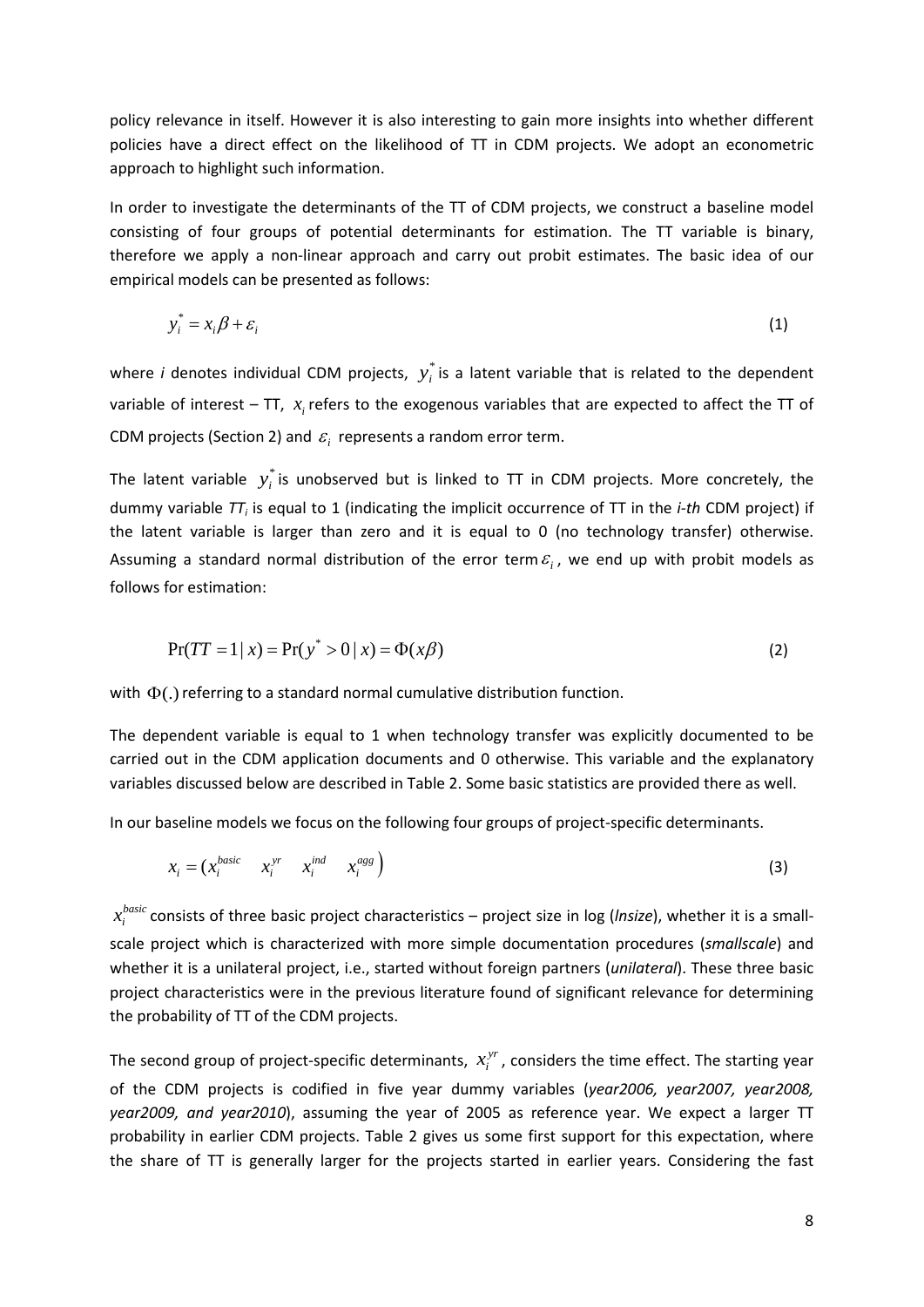policy relevance in itself. However it is also interesting to gain more insights into whether different policies have a direct effect on the likelihood of TT in CDM projects. We adopt an econometric approach to highlight such information.

In order to investigate the determinants of the TT of CDM projects, we construct a baseline model consisting of four groups of potential determinants for estimation. The TT variable is binary, therefore we apply a non-linear approach and carry out probit estimates. The basic idea of our empirical models can be presented as follows:

$$y_i^* = x_i \beta + \varepsilon_i \tag{1}$$

where *i* denotes individual CDM projects, $y_i^*$ is a latent variable that is related to the dependent variable of interest – TT, $x_i$ refers to the exogenous variables that are expected to affect the TT of CDM projects (Section 2) and $\varepsilon_i$ represents a random error term.

The latent variable $y_i^*$ is unobserved but is linked to TT in CDM projects. More concretely, the dummy variable $TT_i$ is equal to 1 (indicating the implicit occurrence of TT in the *i-th* CDM project) if the latent variable is larger than zero and it is equal to 0 (no technology transfer) otherwise. Assuming a standard normal distribution of the error term $\varepsilon_i$, we end up with probit models as follows for estimation:

$$\Pr(TT = 1 \mid x) = \Pr(y^* > 0 \mid x) = \Phi(x\beta) \tag{2}$$

with $\Phi(.)$ referring to a standard normal cumulative distribution function.

The dependent variable is equal to 1 when technology transfer was explicitly documented to be carried out in the CDM application documents and 0 otherwise. This variable and the explanatory variables discussed below are described in Table 2. Some basic statistics are provided there as well.

In our baseline models we focus on the following four groups of project-specific determinants.

$$x_i = \begin{pmatrix} x_i^{basic} & x_i^{yr} & x_i^{ind} & x_i^{agg} \end{pmatrix} \tag{3}$$

$x_i^{basic}$ consists of three basic project characteristics – project size in log (*lnsize*), whether it is a small-scale project which is characterized with more simple documentation procedures (*smallscale*) and whether it is a unilateral project, i.e., started without foreign partners (*unilateral*). These three basic project characteristics were in the previous literature found of significant relevance for determining the probability of TT of the CDM projects.

The second group of project-specific determinants, $x_i^{yr}$, considers the time effect. The starting year of the CDM projects is codified in five year dummy variables (*year2006, year2007, year2008, year2009, and year2010*), assuming the year of 2005 as reference year. We expect a larger TT probability in earlier CDM projects. Table 2 gives us some first support for this expectation, where the share of TT is generally larger for the projects started in earlier years. Considering the fast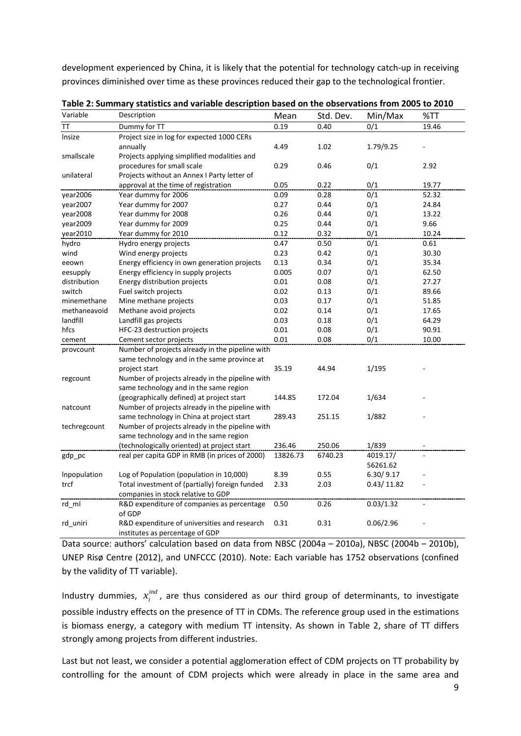development experienced by China, it is likely that the potential for technology catch-up in receiving provinces diminished over time as these provinces reduced their gap to the technological frontier.

**Table 2: Summary statistics and variable description based on the observations from 2005 to 2010**

| Variable | Description | Mean | Std. Dev. | Min/Max | %TT |
|---|---|---|---|---|---|
| TT | Dummy for TT | 0.19 | 0.40 | 0/1 | 19.46 |
| lnsize | Project size in log for expected 1000 CERs annually | 4.49 | 1.02 | 1.79/9.25 | - |
| smallscale | Projects applying simplified modalities and procedures for small scale | 0.29 | 0.46 | 0/1 | 2.92 |
| unilateral | Projects without an Annex I Party letter of approval at the time of registration | 0.05 | 0.22 | 0/1 | 19.77 |
| year2006 | Year dummy for 2006 | 0.09 | 0.28 | 0/1 | 52.32 |
| year2007 | Year dummy for 2007 | 0.27 | 0.44 | 0/1 | 24.84 |
| year2008 | Year dummy for 2008 | 0.26 | 0.44 | 0/1 | 13.22 |
| year2009 | Year dummy for 2009 | 0.25 | 0.44 | 0/1 | 9.66 |
| year2010 | Year dummy for 2010 | 0.12 | 0.32 | 0/1 | 10.24 |
| hydro | Hydro energy projects | 0.47 | 0.50 | 0/1 | 0.61 |
| wind | Wind energy projects | 0.23 | 0.42 | 0/1 | 30.30 |
| eeown | Energy efficiency in own generation projects | 0.13 | 0.34 | 0/1 | 35.34 |
| eesupply | Energy efficiency in supply projects | 0.005 | 0.07 | 0/1 | 62.50 |
| distribution | Energy distribution projects | 0.01 | 0.08 | 0/1 | 27.27 |
| switch | Fuel switch projects | 0.02 | 0.13 | 0/1 | 89.66 |
| minemethane | Mine methane projects | 0.03 | 0.17 | 0/1 | 51.85 |
| methaneavoid | Methane avoid projects | 0.02 | 0.14 | 0/1 | 17.65 |
| landfill | Landfill gas projects | 0.03 | 0.18 | 0/1 | 64.29 |
| hfcs | HFC-23 destruction projects | 0.01 | 0.08 | 0/1 | 90.91 |
| cement | Cement sector projects | 0.01 | 0.08 | 0/1 | 10.00 |
| provcount | Number of projects already in the pipeline with same technology and in the same province at project start | 35.19 | 44.94 | 1/195 | - |
| regcount | Number of projects already in the pipeline with same technology and in the same region (geographically defined) at project start | 144.85 | 172.04 | 1/634 | - |
| natcount | Number of projects already in the pipeline with same technology in China at project start | 289.43 | 251.15 | 1/882 | - |
| techregcount | Number of projects already in the pipeline with same technology and in the same region (technologically oriented) at project start | 236.46 | 250.06 | 1/839 | - |
| gdp_pc | real per capita GDP in RMB (in prices of 2000) | 13826.73 | 6740.23 | 4019.17/ 56261.62 | - |
| lnpopulation | Log of Population (population in 10,000) | 8.39 | 0.55 | 6.30/ 9.17 | - |
| trcf | Total investment of (partially) foreign funded companies in stock relative to GDP | 2.33 | 2.03 | 0.43/ 11.82 | - |
| rd_ml | R&D expenditure of companies as percentage of GDP | 0.50 | 0.26 | 0.03/1.32 | - |
| rd_uniri | R&D expenditure of universities and research institutes as percentage of GDP | 0.31 | 0.31 | 0.06/2.96 | - |

Data source: authors' calculation based on data from NBSC (2004a – 2010a), NBSC (2004b – 2010b), UNEP Risø Centre (2012), and UNFCCC (2010). Note: Each variable has 1752 observations (confined by the validity of TT variable).

Industry dummies, $x_i^{ind}$, are thus considered as our third group of determinants, to investigate possible industry effects on the presence of TT in CDMs. The reference group used in the estimations is biomass energy, a category with medium TT intensity. As shown in Table 2, share of TT differs strongly among projects from different industries.

Last but not least, we consider a potential agglomeration effect of CDM projects on TT probability by controlling for the amount of CDM projects which were already in place in the same area and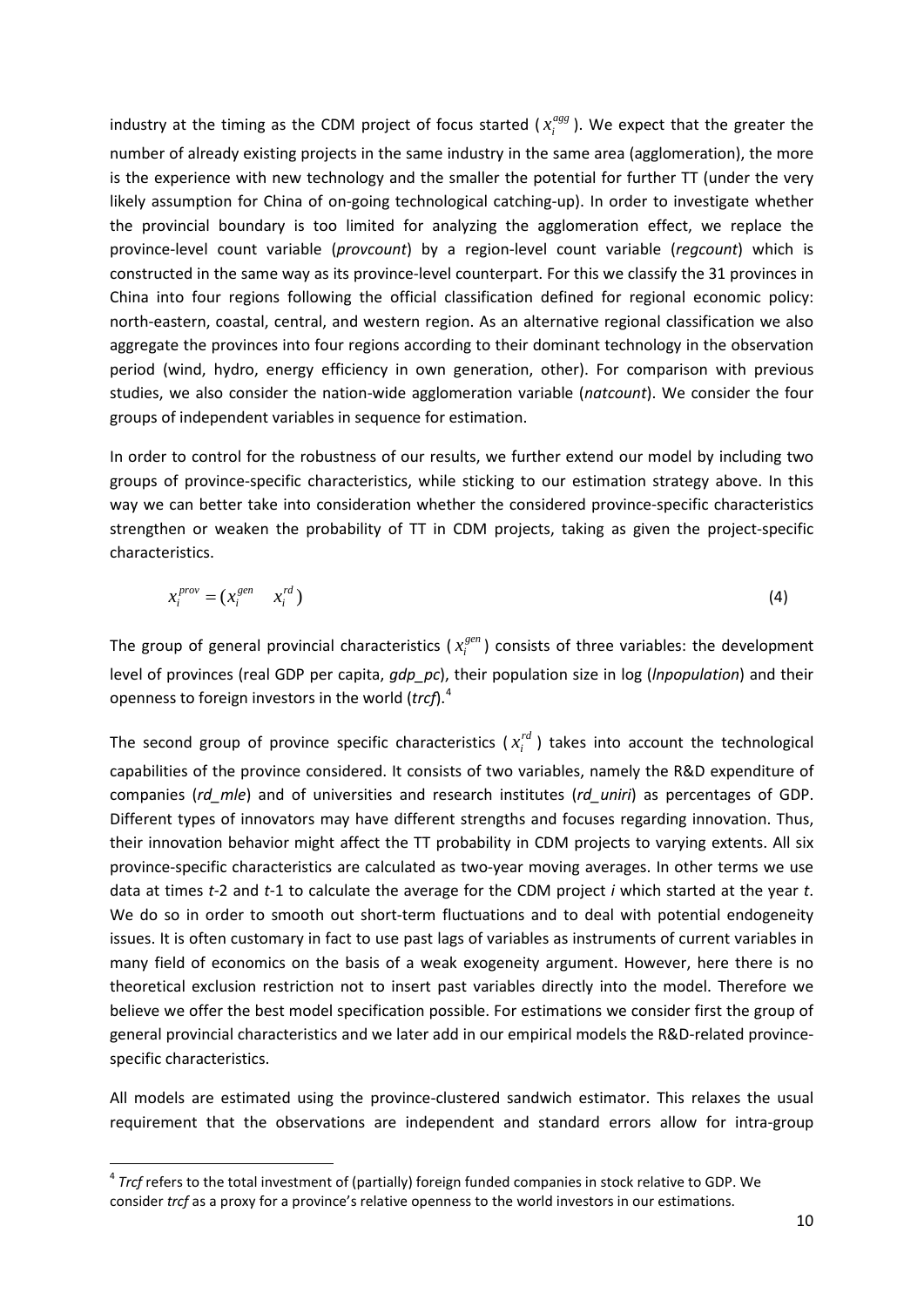industry at the timing as the CDM project of focus started ($x_i^{agg}$). We expect that the greater the number of already existing projects in the same industry in the same area (agglomeration), the more is the experience with new technology and the smaller the potential for further TT (under the very likely assumption for China of on-going technological catching-up). In order to investigate whether the provincial boundary is too limited for analyzing the agglomeration effect, we replace the province-level count variable (*provcount*) by a region-level count variable (*regcount*) which is constructed in the same way as its province-level counterpart. For this we classify the 31 provinces in China into four regions following the official classification defined for regional economic policy: north-eastern, coastal, central, and western region. As an alternative regional classification we also aggregate the provinces into four regions according to their dominant technology in the observation period (wind, hydro, energy efficiency in own generation, other). For comparison with previous studies, we also consider the nation-wide agglomeration variable (*natcount*). We consider the four groups of independent variables in sequence for estimation.

In order to control for the robustness of our results, we further extend our model by including two groups of province-specific characteristics, while sticking to our estimation strategy above. In this way we can better take into consideration whether the considered province-specific characteristics strengthen or weaken the probability of TT in CDM projects, taking as given the project-specific characteristics.

$$x_i^{prov} = (x_i^{gen} \quad x_i^{rd}) \tag{4}$$

The group of general provincial characteristics ($x_i^{gen}$) consists of three variables: the development level of provinces (real GDP per capita, *gdp_pc*), their population size in log (*lnpopulation*) and their openness to foreign investors in the world (*trcf*).[4]

The second group of province specific characteristics ($x_i^{rd}$) takes into account the technological capabilities of the province considered. It consists of two variables, namely the R&D expenditure of companies (*rd_mle*) and of universities and research institutes (*rd_uniri*) as percentages of GDP. Different types of innovators may have different strengths and focuses regarding innovation. Thus, their innovation behavior might affect the TT probability in CDM projects to varying extents. All six province-specific characteristics are calculated as two-year moving averages. In other terms we use data at times *t*-2 and *t*-1 to calculate the average for the CDM project *i* which started at the year *t*. We do so in order to smooth out short-term fluctuations and to deal with potential endogeneity issues. It is often customary in fact to use past lags of variables as instruments of current variables in many field of economics on the basis of a weak exogeneity argument. However, here there is no theoretical exclusion restriction not to insert past variables directly into the model. Therefore we believe we offer the best model specification possible. For estimations we consider first the group of general provincial characteristics and we later add in our empirical models the R&D-related province-specific characteristics.

All models are estimated using the province-clustered sandwich estimator. This relaxes the usual requirement that the observations are independent and standard errors allow for intra-group

[4] *Trcf* refers to the total investment of (partially) foreign funded companies in stock relative to GDP. We consider *trcf* as a proxy for a province's relative openness to the world investors in our estimations.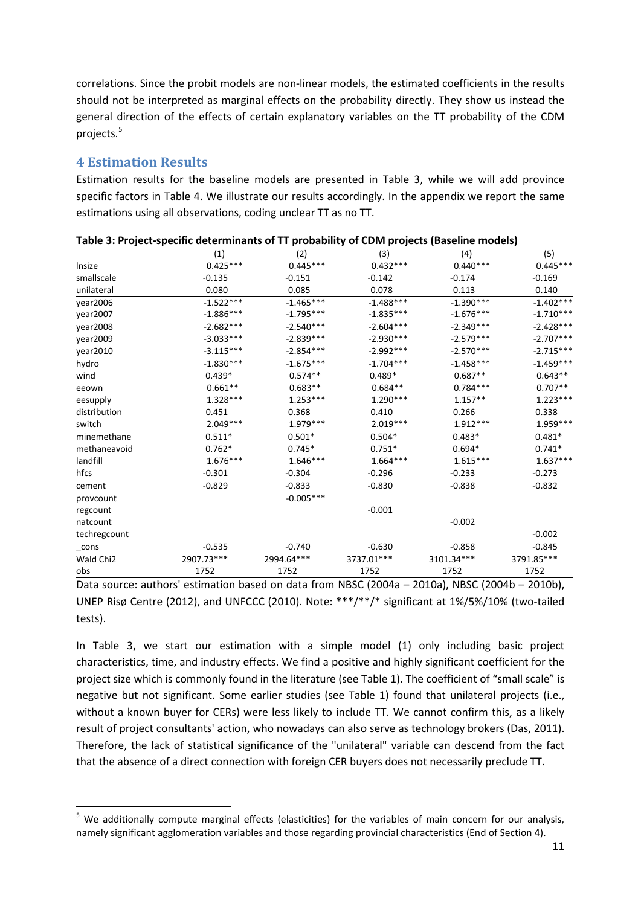correlations. Since the probit models are non-linear models, the estimated coefficients in the results should not be interpreted as marginal effects on the probability directly. They show us instead the general direction of the effects of certain explanatory variables on the TT probability of the CDM projects.[5]

## 4 Estimation Results

Estimation results for the baseline models are presented in Table 3, while we will add province specific factors in Table 4. We illustrate our results accordingly. In the appendix we report the same estimations using all observations, coding unclear TT as no TT.

**Table 3: Project-specific determinants of TT probability of CDM projects (Baseline models)**

| | (1) | (2) | (3) | (4) | (5) |
|---|---|---|---|---|---|
| lnsize | 0.425*** | 0.445*** | 0.432*** | 0.440*** | 0.445*** |
| smallscale | -0.135 | -0.151 | -0.142 | -0.174 | -0.169 |
| unilateral | 0.080 | 0.085 | 0.078 | 0.113 | 0.140 |
| year2006 | -1.522*** | -1.465*** | -1.488*** | -1.390*** | -1.402*** |
| year2007 | -1.886*** | -1.795*** | -1.835*** | -1.676*** | -1.710*** |
| year2008 | -2.682*** | -2.540*** | -2.604*** | -2.349*** | -2.428*** |
| year2009 | -3.033*** | -2.839*** | -2.930*** | -2.579*** | -2.707*** |
| year2010 | -3.115*** | -2.854*** | -2.992*** | -2.570*** | -2.715*** |
| hydro | -1.830*** | -1.675*** | -1.704*** | -1.458*** | -1.459*** |
| wind | 0.439* | 0.574** | 0.489* | 0.687** | 0.643** |
| eeown | 0.661** | 0.683** | 0.684** | 0.784*** | 0.707** |
| eesupply | 1.328*** | 1.253*** | 1.290*** | 1.157** | 1.223*** |
| distribution | 0.451 | 0.368 | 0.410 | 0.266 | 0.338 |
| switch | 2.049*** | 1.979*** | 2.019*** | 1.912*** | 1.959*** |
| minemethane | 0.511* | 0.501* | 0.504* | 0.483* | 0.481* |
| methaneavoid | 0.762* | 0.745* | 0.751* | 0.694* | 0.741* |
| landfill | 1.676*** | 1.646*** | 1.664*** | 1.615*** | 1.637*** |
| hfcs | -0.301 | -0.304 | -0.296 | -0.233 | -0.273 |
| cement | -0.829 | -0.833 | -0.830 | -0.838 | -0.832 |
| provcount | | -0.005*** | | | |
| regcount | | | -0.001 | | |
| natcount | | | | -0.002 | |
| techregcount | | | | | -0.002 |
| _cons | -0.535 | -0.740 | -0.630 | -0.858 | -0.845 |
| Wald Chi2 | 2907.73*** | 2994.64*** | 3737.01*** | 3101.34*** | 3791.85*** |
| obs | 1752 | 1752 | 1752 | 1752 | 1752 |

Data source: authors' estimation based on data from NBSC (2004a – 2010a), NBSC (2004b – 2010b), UNEP Risø Centre (2012), and UNFCCC (2010). Note: ***/**/* significant at 1%/5%/10% (two-tailed tests).

In Table 3, we start our estimation with a simple model (1) only including basic project characteristics, time, and industry effects. We find a positive and highly significant coefficient for the project size which is commonly found in the literature (see Table 1). The coefficient of "small scale" is negative but not significant. Some earlier studies (see Table 1) found that unilateral projects (i.e., without a known buyer for CERs) were less likely to include TT. We cannot confirm this, as a likely result of project consultants' action, who nowadays can also serve as technology brokers (Das, 2011). Therefore, the lack of statistical significance of the "unilateral" variable can descend from the fact that the absence of a direct connection with foreign CER buyers does not necessarily preclude TT.

[5] We additionally compute marginal effects (elasticities) for the variables of main concern for our analysis, namely significant agglomeration variables and those regarding provincial characteristics (End of Section 4).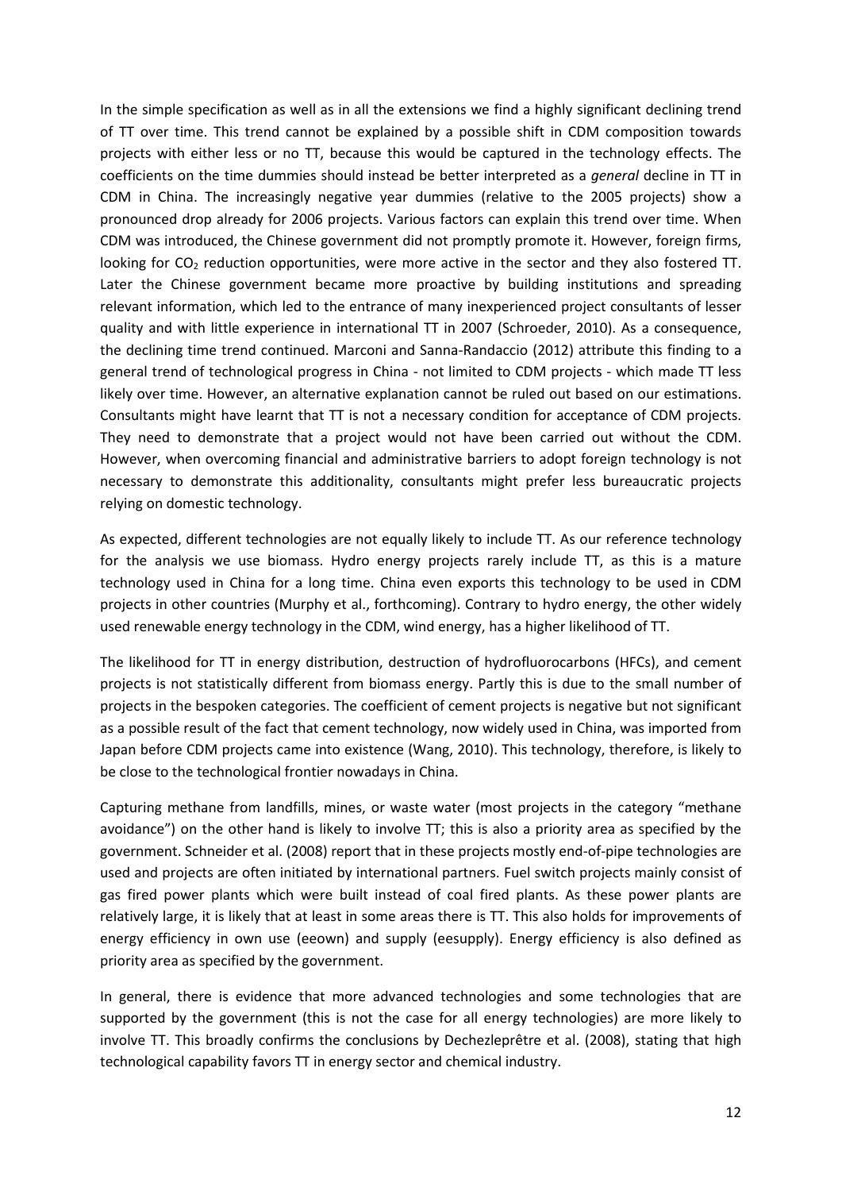In the simple specification as well as in all the extensions we find a highly significant declining trend of TT over time. This trend cannot be explained by a possible shift in CDM composition towards projects with either less or no TT, because this would be captured in the technology effects. The coefficients on the time dummies should instead be better interpreted as a *general* decline in TT in CDM in China. The increasingly negative year dummies (relative to the 2005 projects) show a pronounced drop already for 2006 projects. Various factors can explain this trend over time. When CDM was introduced, the Chinese government did not promptly promote it. However, foreign firms, looking for $CO_2$ reduction opportunities, were more active in the sector and they also fostered TT. Later the Chinese government became more proactive by building institutions and spreading relevant information, which led to the entrance of many inexperienced project consultants of lesser quality and with little experience in international TT in 2007 (Schroeder, 2010). As a consequence, the declining time trend continued. Marconi and Sanna-Randaccio (2012) attribute this finding to a general trend of technological progress in China - not limited to CDM projects - which made TT less likely over time. However, an alternative explanation cannot be ruled out based on our estimations. Consultants might have learnt that TT is not a necessary condition for acceptance of CDM projects. They need to demonstrate that a project would not have been carried out without the CDM. However, when overcoming financial and administrative barriers to adopt foreign technology is not necessary to demonstrate this additionality, consultants might prefer less bureaucratic projects relying on domestic technology.

As expected, different technologies are not equally likely to include TT. As our reference technology for the analysis we use biomass. Hydro energy projects rarely include TT, as this is a mature technology used in China for a long time. China even exports this technology to be used in CDM projects in other countries (Murphy et al., forthcoming). Contrary to hydro energy, the other widely used renewable energy technology in the CDM, wind energy, has a higher likelihood of TT.

The likelihood for TT in energy distribution, destruction of hydrofluorocarbons (HFCs), and cement projects is not statistically different from biomass energy. Partly this is due to the small number of projects in the bespoken categories. The coefficient of cement projects is negative but not significant as a possible result of the fact that cement technology, now widely used in China, was imported from Japan before CDM projects came into existence (Wang, 2010). This technology, therefore, is likely to be close to the technological frontier nowadays in China.

Capturing methane from landfills, mines, or waste water (most projects in the category "methane avoidance") on the other hand is likely to involve TT; this is also a priority area as specified by the government. Schneider et al. (2008) report that in these projects mostly end-of-pipe technologies are used and projects are often initiated by international partners. Fuel switch projects mainly consist of gas fired power plants which were built instead of coal fired plants. As these power plants are relatively large, it is likely that at least in some areas there is TT. This also holds for improvements of energy efficiency in own use (eeown) and supply (eesupply). Energy efficiency is also defined as priority area as specified by the government.

In general, there is evidence that more advanced technologies and some technologies that are supported by the government (this is not the case for all energy technologies) are more likely to involve TT. This broadly confirms the conclusions by Dechezleprêtre et al. (2008), stating that high technological capability favors TT in energy sector and chemical industry.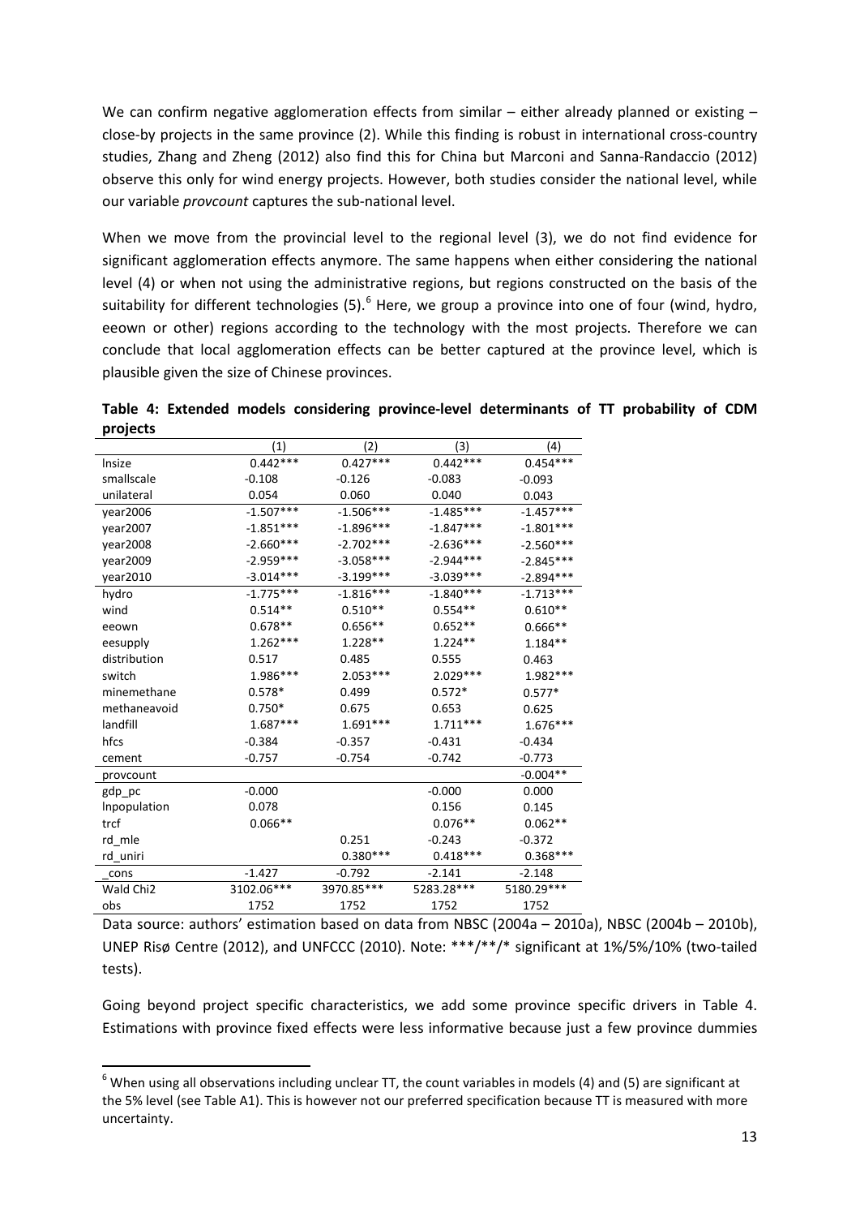We can confirm negative agglomeration effects from similar – either already planned or existing – close-by projects in the same province (2). While this finding is robust in international cross-country studies, Zhang and Zheng (2012) also find this for China but Marconi and Sanna-Randaccio (2012) observe this only for wind energy projects. However, both studies consider the national level, while our variable *provcount* captures the sub-national level.

When we move from the provincial level to the regional level (3), we do not find evidence for significant agglomeration effects anymore. The same happens when either considering the national level (4) or when not using the administrative regions, but regions constructed on the basis of the suitability for different technologies (5).[6] Here, we group a province into one of four (wind, hydro, eeown or other) regions according to the technology with the most projects. Therefore we can conclude that local agglomeration effects can be better captured at the province level, which is plausible given the size of Chinese provinces.

**Table 4: Extended models considering province-level determinants of TT probability of CDM projects**

| | (1) | (2) | (3) | (4) |
|---|---|---|---|---|
| lnsize | 0.442*** | 0.427*** | 0.442*** | 0.454*** |
| smallscale | -0.108 | -0.126 | -0.083 | -0.093 |
| unilateral | 0.054 | 0.060 | 0.040 | 0.043 |
| year2006 | -1.507*** | -1.506*** | -1.485*** | -1.457*** |
| year2007 | -1.851*** | -1.896*** | -1.847*** | -1.801*** |
| year2008 | -2.660*** | -2.702*** | -2.636*** | -2.560*** |
| year2009 | -2.959*** | -3.058*** | -2.944*** | -2.845*** |
| year2010 | -3.014*** | -3.199*** | -3.039*** | -2.894*** |
| hydro | -1.775*** | -1.816*** | -1.840*** | -1.713*** |
| wind | 0.514** | 0.510** | 0.554** | 0.610** |
| eeown | 0.678** | 0.656** | 0.652** | 0.666** |
| eesupply | 1.262*** | 1.228** | 1.224** | 1.184** |
| distribution | 0.517 | 0.485 | 0.555 | 0.463 |
| switch | 1.986*** | 2.053*** | 2.029*** | 1.982*** |
| minemethane | 0.578* | 0.499 | 0.572* | 0.577* |
| methaneavoid | 0.750* | 0.675 | 0.653 | 0.625 |
| landfill | 1.687*** | 1.691*** | 1.711*** | 1.676*** |
| hfcs | -0.384 | -0.357 | -0.431 | -0.434 |
| cement | -0.757 | -0.754 | -0.742 | -0.773 |
| provcount | | | | -0.004** |
| gdp_pc | -0.000 | | -0.000 | 0.000 |
| lnpopulation | 0.078 | | 0.156 | 0.145 |
| trcf | 0.066** | | 0.076** | 0.062** |
| rd_mle | | 0.251 | -0.243 | -0.372 |
| rd_uniri | | 0.380*** | 0.418*** | 0.368*** |
| _cons | -1.427 | -0.792 | -2.141 | -2.148 |
| Wald Chi2 | 3102.06*** | 3970.85*** | 5283.28*** | 5180.29*** |
| obs | 1752 | 1752 | 1752 | 1752 |

Data source: authors' estimation based on data from NBSC (2004a – 2010a), NBSC (2004b – 2010b), UNEP Risø Centre (2012), and UNFCCC (2010). Note: ***/**/* significant at 1%/5%/10% (two-tailed tests).

Going beyond project specific characteristics, we add some province specific drivers in Table 4. Estimations with province fixed effects were less informative because just a few province dummies

[6] When using all observations including unclear TT, the count variables in models (4) and (5) are significant at the 5% level (see Table A1). This is however not our preferred specification because TT is measured with more uncertainty.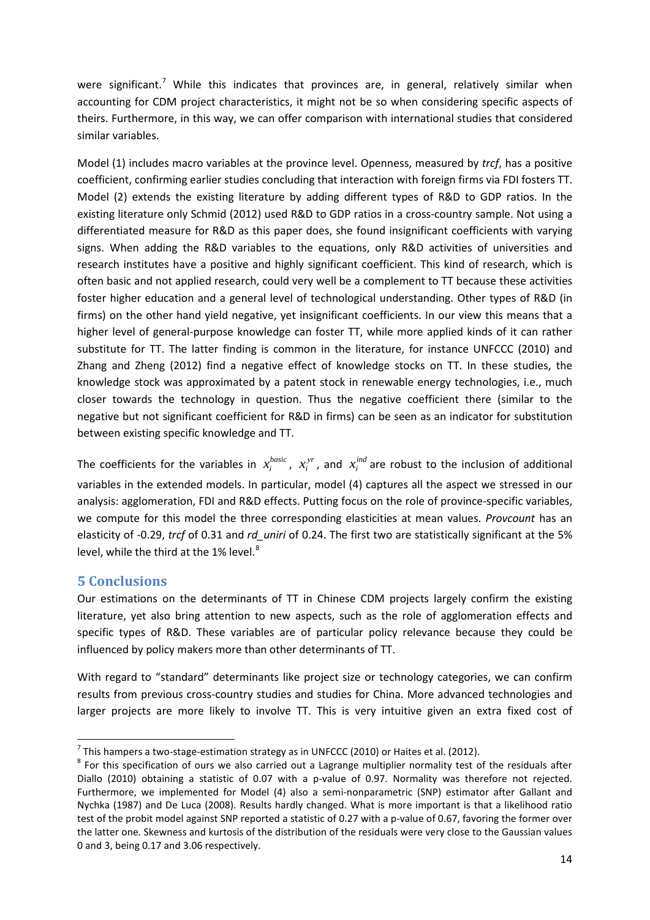were significant.[7] While this indicates that provinces are, in general, relatively similar when accounting for CDM project characteristics, it might not be so when considering specific aspects of theirs. Furthermore, in this way, we can offer comparison with international studies that considered similar variables.

Model (1) includes macro variables at the province level. Openness, measured by *trcf*, has a positive coefficient, confirming earlier studies concluding that interaction with foreign firms via FDI fosters TT. Model (2) extends the existing literature by adding different types of R&D to GDP ratios. In the existing literature only Schmid (2012) used R&D to GDP ratios in a cross-country sample. Not using a differentiated measure for R&D as this paper does, she found insignificant coefficients with varying signs. When adding the R&D variables to the equations, only R&D activities of universities and research institutes have a positive and highly significant coefficient. This kind of research, which is often basic and not applied research, could very well be a complement to TT because these activities foster higher education and a general level of technological understanding. Other types of R&D (in firms) on the other hand yield negative, yet insignificant coefficients. In our view this means that a higher level of general-purpose knowledge can foster TT, while more applied kinds of it can rather substitute for TT. The latter finding is common in the literature, for instance UNFCCC (2010) and Zhang and Zheng (2012) find a negative effect of knowledge stocks on TT. In these studies, the knowledge stock was approximated by a patent stock in renewable energy technologies, i.e., much closer towards the technology in question. Thus the negative coefficient there (similar to the negative but not significant coefficient for R&D in firms) can be seen as an indicator for substitution between existing specific knowledge and TT.

The coefficients for the variables in $x_i^{basic}$, $x_i^{yr}$, and $x_i^{ind}$ are robust to the inclusion of additional variables in the extended models. In particular, model (4) captures all the aspect we stressed in our analysis: agglomeration, FDI and R&D effects. Putting focus on the role of province-specific variables, we compute for this model the three corresponding elasticities at mean values. *Provcount* has an elasticity of -0.29, *trcf* of 0.31 and *rd_uniri* of 0.24. The first two are statistically significant at the 5% level, while the third at the 1% level.[8]

## 5 Conclusions

Our estimations on the determinants of TT in Chinese CDM projects largely confirm the existing literature, yet also bring attention to new aspects, such as the role of agglomeration effects and specific types of R&D. These variables are of particular policy relevance because they could be influenced by policy makers more than other determinants of TT.

With regard to "standard" determinants like project size or technology categories, we can confirm results from previous cross-country studies and studies for China. More advanced technologies and larger projects are more likely to involve TT. This is very intuitive given an extra fixed cost of

---

[7] This hampers a two-stage-estimation strategy as in UNFCCC (2010) or Haites et al. (2012).

[8] For this specification of ours we also carried out a Lagrange multiplier normality test of the residuals after Diallo (2010) obtaining a statistic of 0.07 with a p-value of 0.97. Normality was therefore not rejected. Furthermore, we implemented for Model (4) also a semi-nonparametric (SNP) estimator after Gallant and Nychka (1987) and De Luca (2008). Results hardly changed. What is more important is that a likelihood ratio test of the probit model against SNP reported a statistic of 0.27 with a p-value of 0.67, favoring the former over the latter one. Skewness and kurtosis of the distribution of the residuals were very close to the Gaussian values 0 and 3, being 0.17 and 3.06 respectively.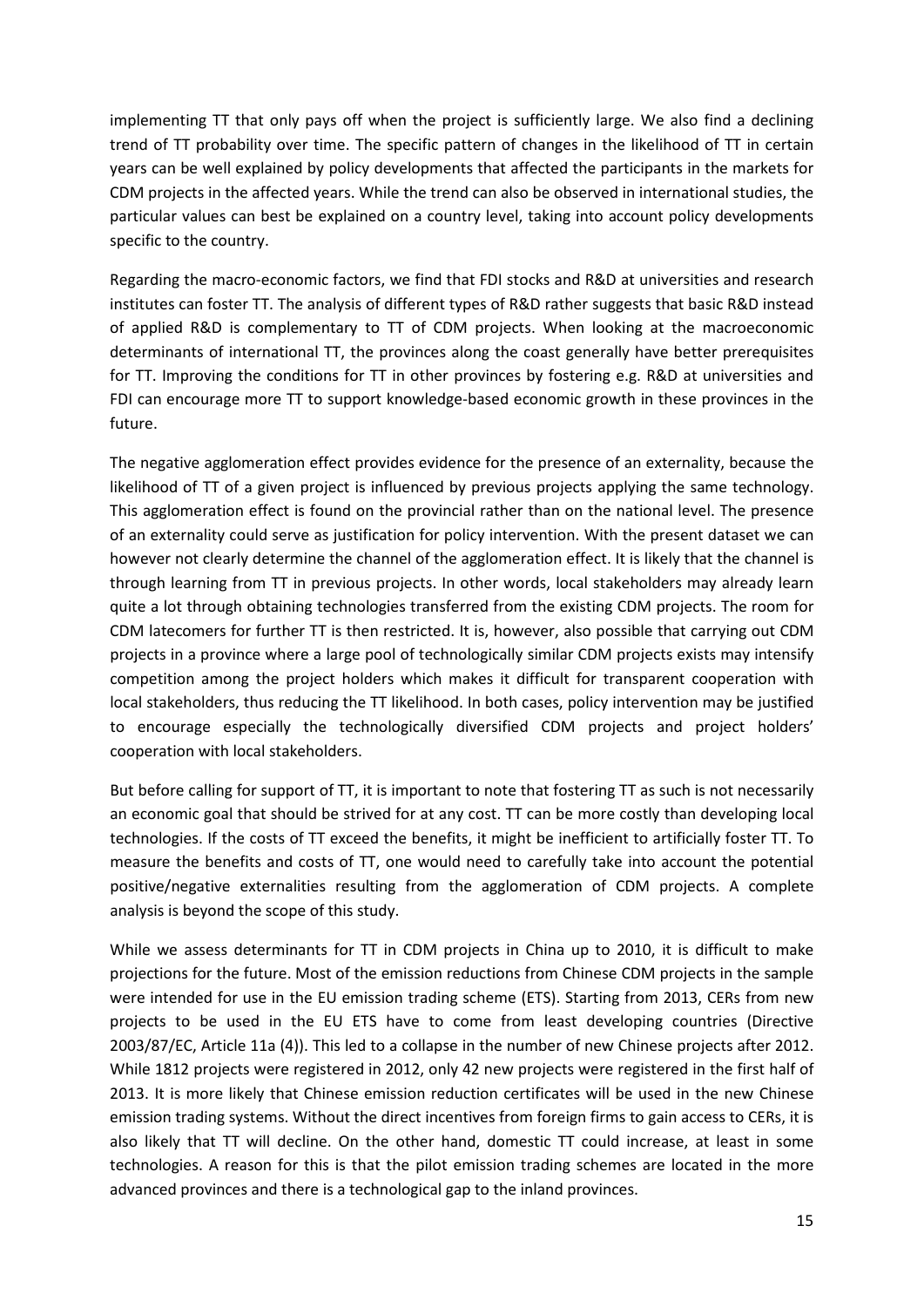implementing TT that only pays off when the project is sufficiently large. We also find a declining trend of TT probability over time. The specific pattern of changes in the likelihood of TT in certain years can be well explained by policy developments that affected the participants in the markets for CDM projects in the affected years. While the trend can also be observed in international studies, the particular values can best be explained on a country level, taking into account policy developments specific to the country.

Regarding the macro-economic factors, we find that FDI stocks and R&D at universities and research institutes can foster TT. The analysis of different types of R&D rather suggests that basic R&D instead of applied R&D is complementary to TT of CDM projects. When looking at the macroeconomic determinants of international TT, the provinces along the coast generally have better prerequisites for TT. Improving the conditions for TT in other provinces by fostering e.g. R&D at universities and FDI can encourage more TT to support knowledge-based economic growth in these provinces in the future.

The negative agglomeration effect provides evidence for the presence of an externality, because the likelihood of TT of a given project is influenced by previous projects applying the same technology. This agglomeration effect is found on the provincial rather than on the national level. The presence of an externality could serve as justification for policy intervention. With the present dataset we can however not clearly determine the channel of the agglomeration effect. It is likely that the channel is through learning from TT in previous projects. In other words, local stakeholders may already learn quite a lot through obtaining technologies transferred from the existing CDM projects. The room for CDM latecomers for further TT is then restricted. It is, however, also possible that carrying out CDM projects in a province where a large pool of technologically similar CDM projects exists may intensify competition among the project holders which makes it difficult for transparent cooperation with local stakeholders, thus reducing the TT likelihood. In both cases, policy intervention may be justified to encourage especially the technologically diversified CDM projects and project holders' cooperation with local stakeholders.

But before calling for support of TT, it is important to note that fostering TT as such is not necessarily an economic goal that should be strived for at any cost. TT can be more costly than developing local technologies. If the costs of TT exceed the benefits, it might be inefficient to artificially foster TT. To measure the benefits and costs of TT, one would need to carefully take into account the potential positive/negative externalities resulting from the agglomeration of CDM projects. A complete analysis is beyond the scope of this study.

While we assess determinants for TT in CDM projects in China up to 2010, it is difficult to make projections for the future. Most of the emission reductions from Chinese CDM projects in the sample were intended for use in the EU emission trading scheme (ETS). Starting from 2013, CERs from new projects to be used in the EU ETS have to come from least developing countries (Directive 2003/87/EC, Article 11a (4)). This led to a collapse in the number of new Chinese projects after 2012. While 1812 projects were registered in 2012, only 42 new projects were registered in the first half of 2013. It is more likely that Chinese emission reduction certificates will be used in the new Chinese emission trading systems. Without the direct incentives from foreign firms to gain access to CERs, it is also likely that TT will decline. On the other hand, domestic TT could increase, at least in some technologies. A reason for this is that the pilot emission trading schemes are located in the more advanced provinces and there is a technological gap to the inland provinces.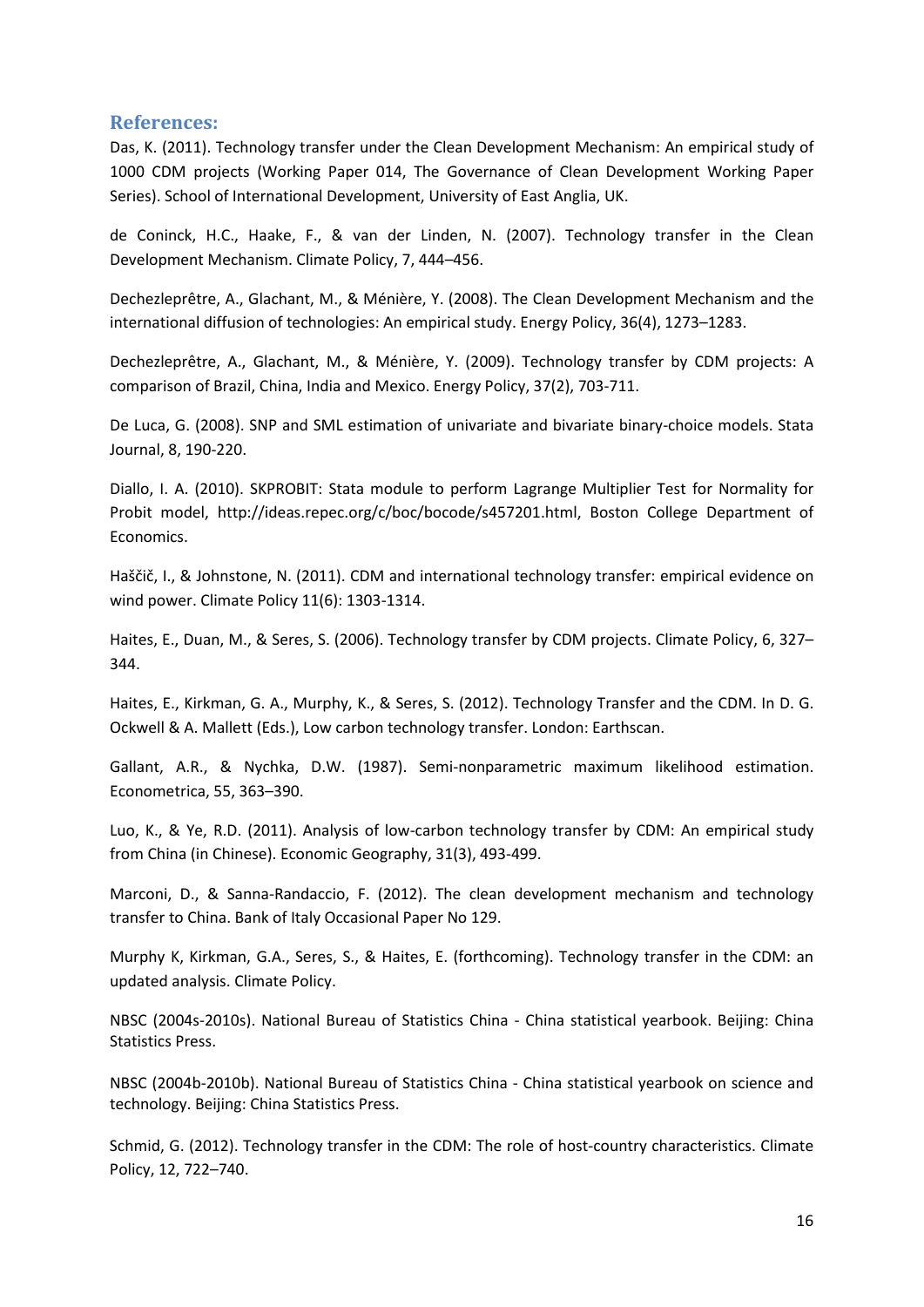## References:

Das, K. (2011). Technology transfer under the Clean Development Mechanism: An empirical study of 1000 CDM projects (Working Paper 014, The Governance of Clean Development Working Paper Series). School of International Development, University of East Anglia, UK.

de Coninck, H.C., Haake, F., & van der Linden, N. (2007). Technology transfer in the Clean Development Mechanism. Climate Policy, 7, 444–456.

Dechezleprêtre, A., Glachant, M., & Ménière, Y. (2008). The Clean Development Mechanism and the international diffusion of technologies: An empirical study. Energy Policy, 36(4), 1273–1283.

Dechezleprêtre, A., Glachant, M., & Ménière, Y. (2009). Technology transfer by CDM projects: A comparison of Brazil, China, India and Mexico. Energy Policy, 37(2), 703-711.

De Luca, G. (2008). SNP and SML estimation of univariate and bivariate binary-choice models. Stata Journal, 8, 190-220.

Diallo, I. A. (2010). SKPROBIT: Stata module to perform Lagrange Multiplier Test for Normality for Probit model, http://ideas.repec.org/c/boc/bocode/s457201.html, Boston College Department of Economics.

Haščič, I., & Johnstone, N. (2011). CDM and international technology transfer: empirical evidence on wind power. Climate Policy 11(6): 1303-1314.

Haites, E., Duan, M., & Seres, S. (2006). Technology transfer by CDM projects. Climate Policy, 6, 327–344.

Haites, E., Kirkman, G. A., Murphy, K., & Seres, S. (2012). Technology Transfer and the CDM. In D. G. Ockwell & A. Mallett (Eds.), Low carbon technology transfer. London: Earthscan.

Gallant, A.R., & Nychka, D.W. (1987). Semi-nonparametric maximum likelihood estimation. Econometrica, 55, 363–390.

Luo, K., & Ye, R.D. (2011). Analysis of low-carbon technology transfer by CDM: An empirical study from China (in Chinese). Economic Geography, 31(3), 493-499.

Marconi, D., & Sanna-Randaccio, F. (2012). The clean development mechanism and technology transfer to China. Bank of Italy Occasional Paper No 129.

Murphy K, Kirkman, G.A., Seres, S., & Haites, E. (forthcoming). Technology transfer in the CDM: an updated analysis. Climate Policy.

NBSC (2004s-2010s). National Bureau of Statistics China - China statistical yearbook. Beijing: China Statistics Press.

NBSC (2004b-2010b). National Bureau of Statistics China - China statistical yearbook on science and technology. Beijing: China Statistics Press.

Schmid, G. (2012). Technology transfer in the CDM: The role of host-country characteristics. Climate Policy, 12, 722–740.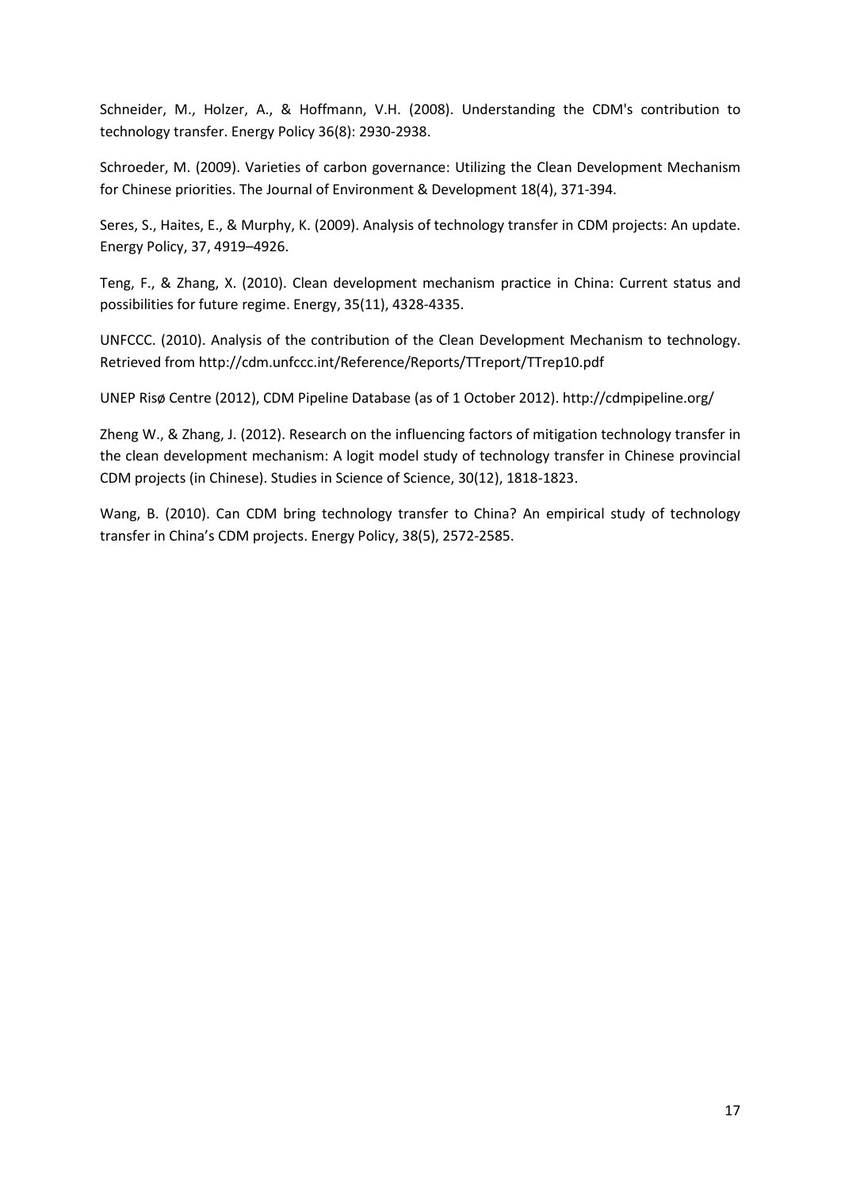Schneider, M., Holzer, A., & Hoffmann, V.H. (2008). Understanding the CDM's contribution to technology transfer. Energy Policy 36(8): 2930-2938.

Schroeder, M. (2009). Varieties of carbon governance: Utilizing the Clean Development Mechanism for Chinese priorities. The Journal of Environment & Development 18(4), 371-394.

Seres, S., Haites, E., & Murphy, K. (2009). Analysis of technology transfer in CDM projects: An update. Energy Policy, 37, 4919–4926.

Teng, F., & Zhang, X. (2010). Clean development mechanism practice in China: Current status and possibilities for future regime. Energy, 35(11), 4328-4335.

UNFCCC. (2010). Analysis of the contribution of the Clean Development Mechanism to technology. Retrieved from http://cdm.unfccc.int/Reference/Reports/TTreport/TTrep10.pdf

UNEP Risø Centre (2012), CDM Pipeline Database (as of 1 October 2012). http://cdmpipeline.org/

Zheng W., & Zhang, J. (2012). Research on the influencing factors of mitigation technology transfer in the clean development mechanism: A logit model study of technology transfer in Chinese provincial CDM projects (in Chinese). Studies in Science of Science, 30(12), 1818-1823.

Wang, B. (2010). Can CDM bring technology transfer to China? An empirical study of technology transfer in China's CDM projects. Energy Policy, 38(5), 2572-2585.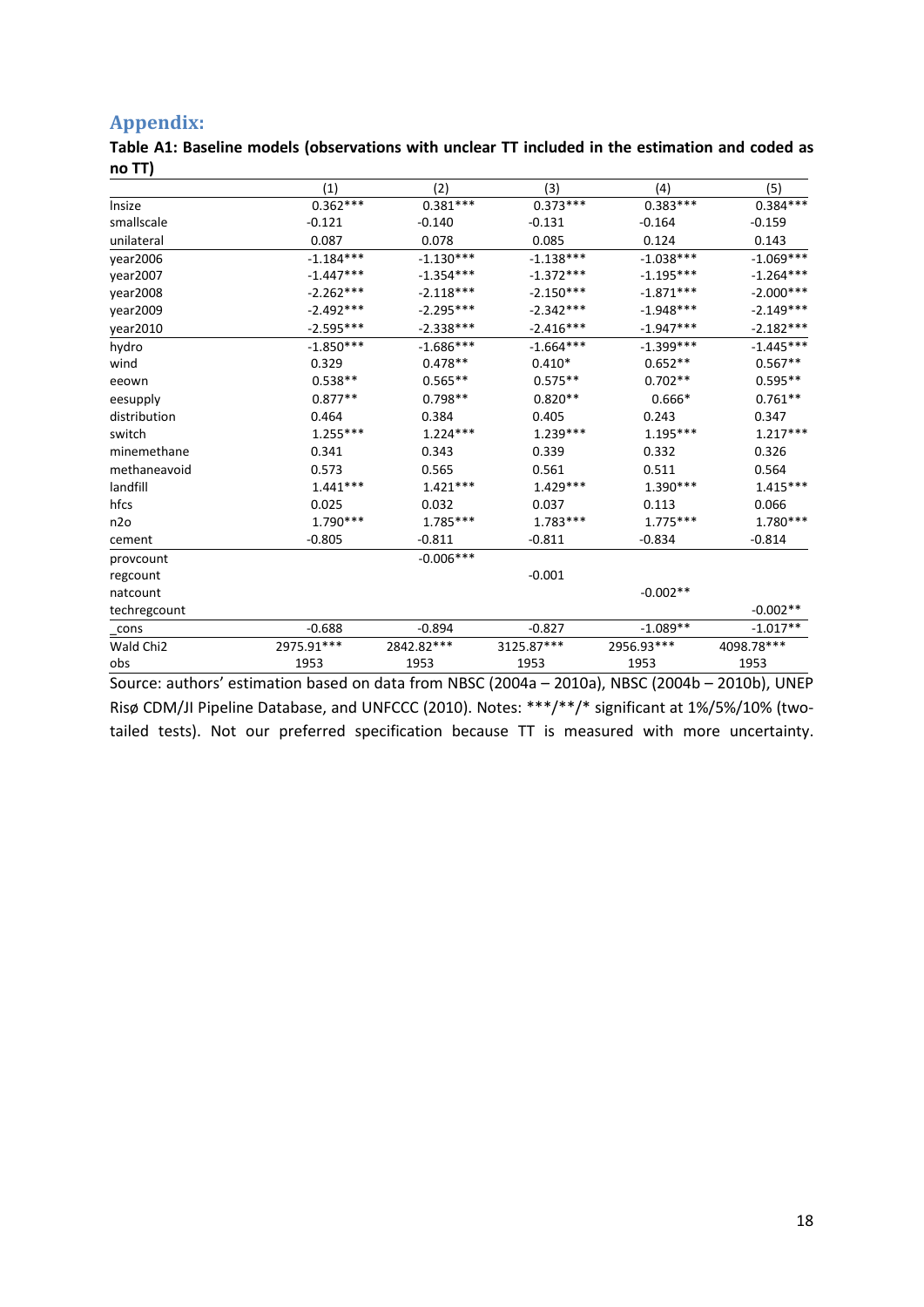## Appendix:

**Table A1: Baseline models (observations with unclear TT included in the estimation and coded as no TT)**

| | (1) | (2) | (3) | (4) | (5) |
|---|---|---|---|---|---|
| lnsize | 0.362*** | 0.381*** | 0.373*** | 0.383*** | 0.384*** |
| smallscale | -0.121 | -0.140 | -0.131 | -0.164 | -0.159 |
| unilateral | 0.087 | 0.078 | 0.085 | 0.124 | 0.143 |
| year2006 | -1.184*** | -1.130*** | -1.138*** | -1.038*** | -1.069*** |
| year2007 | -1.447*** | -1.354*** | -1.372*** | -1.195*** | -1.264*** |
| year2008 | -2.262*** | -2.118*** | -2.150*** | -1.871*** | -2.000*** |
| year2009 | -2.492*** | -2.295*** | -2.342*** | -1.948*** | -2.149*** |
| year2010 | -2.595*** | -2.338*** | -2.416*** | -1.947*** | -2.182*** |
| hydro | -1.850*** | -1.686*** | -1.664*** | -1.399*** | -1.445*** |
| wind | 0.329 | 0.478** | 0.410* | 0.652** | 0.567** |
| eeown | 0.538** | 0.565** | 0.575** | 0.702** | 0.595** |
| eesupply | 0.877** | 0.798** | 0.820** | 0.666* | 0.761** |
| distribution | 0.464 | 0.384 | 0.405 | 0.243 | 0.347 |
| switch | 1.255*** | 1.224*** | 1.239*** | 1.195*** | 1.217*** |
| minemethane | 0.341 | 0.343 | 0.339 | 0.332 | 0.326 |
| methaneavoid | 0.573 | 0.565 | 0.561 | 0.511 | 0.564 |
| landfill | 1.441*** | 1.421*** | 1.429*** | 1.390*** | 1.415*** |
| hfcs | 0.025 | 0.032 | 0.037 | 0.113 | 0.066 |
| n2o | 1.790*** | 1.785*** | 1.783*** | 1.775*** | 1.780*** |
| cement | -0.805 | -0.811 | -0.811 | -0.834 | -0.814 |
| provcount | | -0.006*** | | | |
| regcount | | | -0.001 | | |
| natcount | | | | -0.002** | |
| techregcount | | | | | -0.002** |
| _cons | -0.688 | -0.894 | -0.827 | -1.089** | -1.017** |
| Wald Chi2 | 2975.91*** | 2842.82*** | 3125.87*** | 2956.93*** | 4098.78*** |
| obs | 1953 | 1953 | 1953 | 1953 | 1953 |

Source: authors' estimation based on data from NBSC (2004a – 2010a), NBSC (2004b – 2010b), UNEP Risø CDM/JI Pipeline Database, and UNFCCC (2010). Notes: ***/**/* significant at 1%/5%/10% (two-tailed tests). Not our preferred specification because TT is measured with more uncertainty.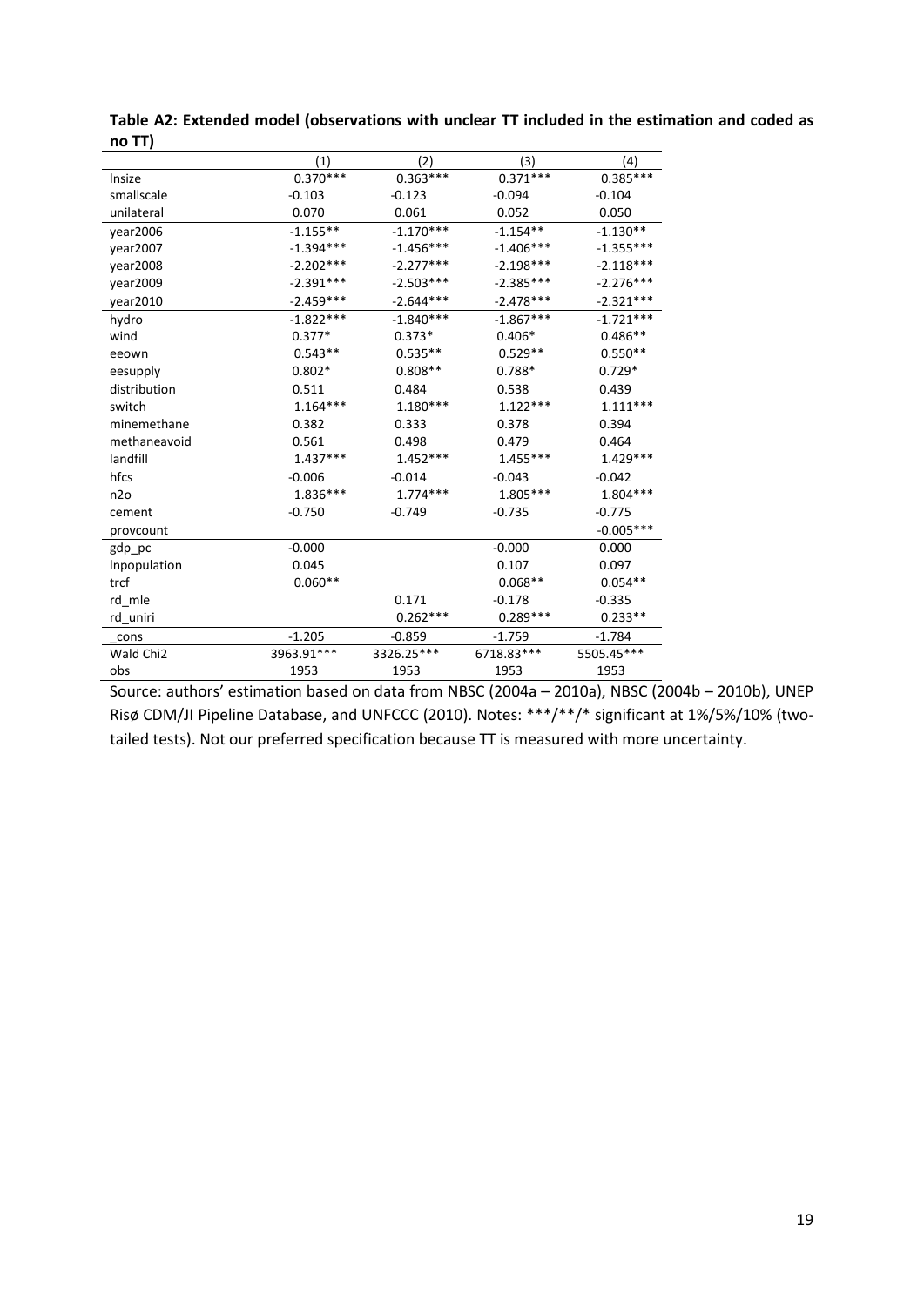**Table A2: Extended model (observations with unclear TT included in the estimation and coded as no TT)**

| | (1) | (2) | (3) | (4) |
|---|---|---|---|---|
| lnsize | 0.370*** | 0.363*** | 0.371*** | 0.385*** |
| smallscale | -0.103 | -0.123 | -0.094 | -0.104 |
| unilateral | 0.070 | 0.061 | 0.052 | 0.050 |
| year2006 | -1.155** | -1.170*** | -1.154** | -1.130** |
| year2007 | -1.394*** | -1.456*** | -1.406*** | -1.355*** |
| year2008 | -2.202*** | -2.277*** | -2.198*** | -2.118*** |
| year2009 | -2.391*** | -2.503*** | -2.385*** | -2.276*** |
| year2010 | -2.459*** | -2.644*** | -2.478*** | -2.321*** |
| hydro | -1.822*** | -1.840*** | -1.867*** | -1.721*** |
| wind | 0.377* | 0.373* | 0.406* | 0.486** |
| eeown | 0.543** | 0.535** | 0.529** | 0.550** |
| eesupply | 0.802* | 0.808** | 0.788* | 0.729* |
| distribution | 0.511 | 0.484 | 0.538 | 0.439 |
| switch | 1.164*** | 1.180*** | 1.122*** | 1.111*** |
| minemethane | 0.382 | 0.333 | 0.378 | 0.394 |
| methaneavoid | 0.561 | 0.498 | 0.479 | 0.464 |
| landfill | 1.437*** | 1.452*** | 1.455*** | 1.429*** |
| hfcs | -0.006 | -0.014 | -0.043 | -0.042 |
| n2o | 1.836*** | 1.774*** | 1.805*** | 1.804*** |
| cement | -0.750 | -0.749 | -0.735 | -0.775 |
| provcount | | | | -0.005*** |
| gdp_pc | -0.000 | | -0.000 | 0.000 |
| lnpopulation | 0.045 | | 0.107 | 0.097 |
| trcf | 0.060** | | 0.068** | 0.054** |
| rd_mle | | 0.171 | -0.178 | -0.335 |
| rd_uniri | | 0.262*** | 0.289*** | 0.233** |
| _cons | -1.205 | -0.859 | -1.759 | -1.784 |
| Wald Chi2 | 3963.91*** | 3326.25*** | 6718.83*** | 5505.45*** |
| obs | 1953 | 1953 | 1953 | 1953 |

Source: authors' estimation based on data from NBSC (2004a – 2010a), NBSC (2004b – 2010b), UNEP Risø CDM/JI Pipeline Database, and UNFCCC (2010). Notes: ***/**/* significant at 1%/5%/10% (two-tailed tests). Not our preferred specification because TT is measured with more uncertainty.